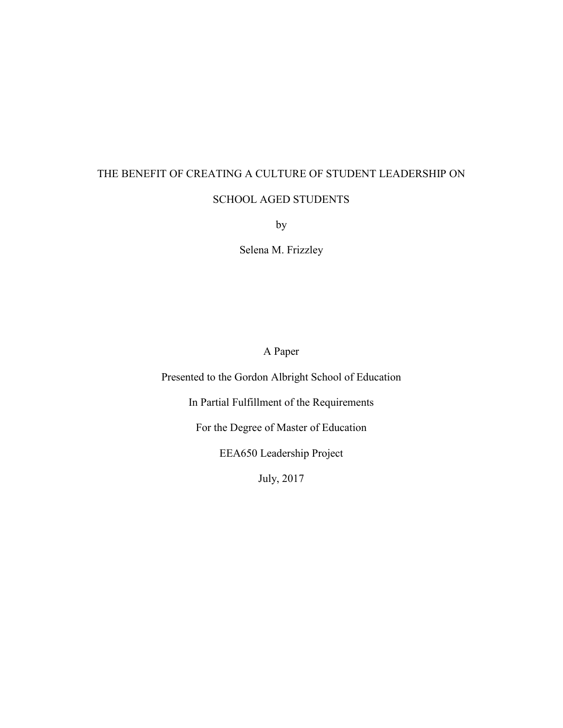# THE BENEFIT OF CREATING A CULTURE OF STUDENT LEADERSHIP ON SCHOOL AGED STUDENTS

by

Selena M. Frizzley

A Paper

Presented to the Gordon Albright School of Education

In Partial Fulfillment of the Requirements

For the Degree of Master of Education

EEA650 Leadership Project

July, 2017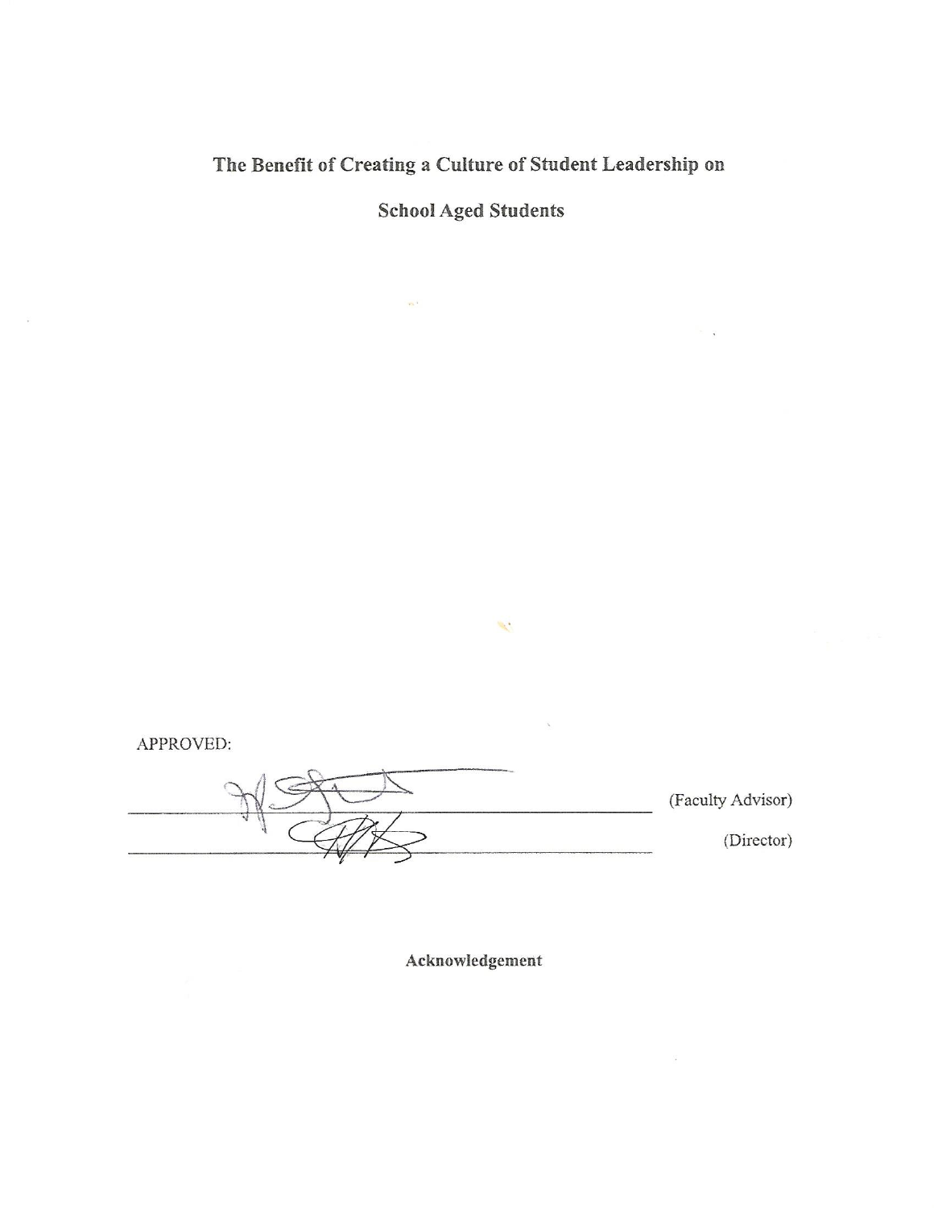# The Benefit of Creating a Culture of Student Leadership on School Aged Students

APPROVED:

_______________________________ (Faculty Advisor)

_______________________________ (Director)

## Acknowledgement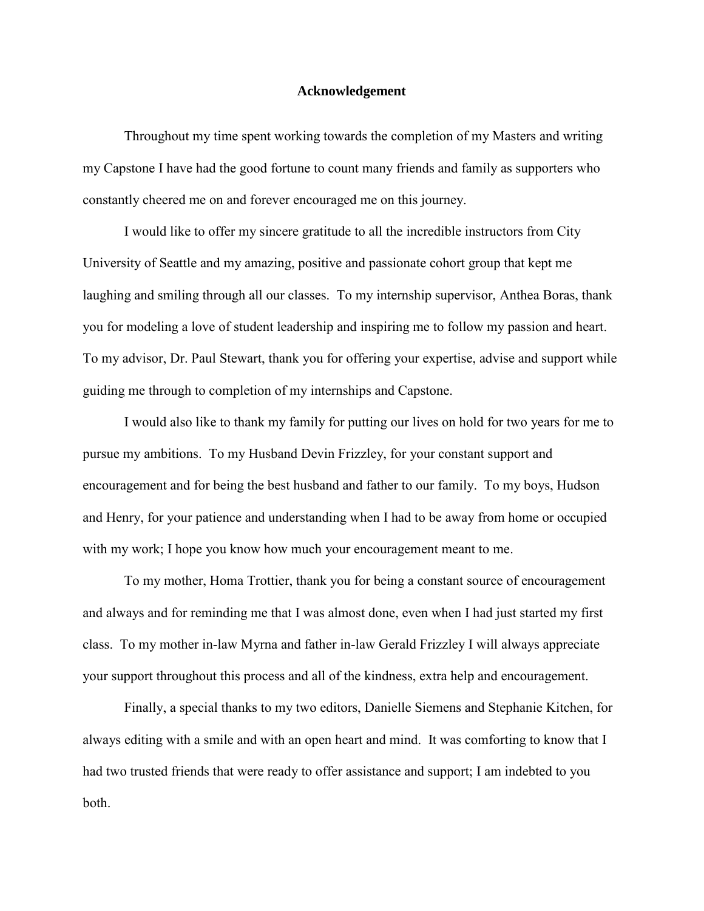# Acknowledgement

Throughout my time spent working towards the completion of my Masters and writing my Capstone I have had the good fortune to count many friends and family as supporters who constantly cheered me on and forever encouraged me on this journey.

I would like to offer my sincere gratitude to all the incredible instructors from City University of Seattle and my amazing, positive and passionate cohort group that kept me laughing and smiling through all our classes. To my internship supervisor, Anthea Boras, thank you for modeling a love of student leadership and inspiring me to follow my passion and heart. To my advisor, Dr. Paul Stewart, thank you for offering your expertise, advise and support while guiding me through to completion of my internships and Capstone.

I would also like to thank my family for putting our lives on hold for two years for me to pursue my ambitions. To my Husband Devin Frizzley, for your constant support and encouragement and for being the best husband and father to our family. To my boys, Hudson and Henry, for your patience and understanding when I had to be away from home or occupied with my work; I hope you know how much your encouragement meant to me.

To my mother, Homa Trottier, thank you for being a constant source of encouragement and always and for reminding me that I was almost done, even when I had just started my first class. To my mother in-law Myrna and father in-law Gerald Frizzley I will always appreciate your support throughout this process and all of the kindness, extra help and encouragement.

Finally, a special thanks to my two editors, Danielle Siemens and Stephanie Kitchen, for always editing with a smile and with an open heart and mind. It was comforting to know that I had two trusted friends that were ready to offer assistance and support; I am indebted to you both.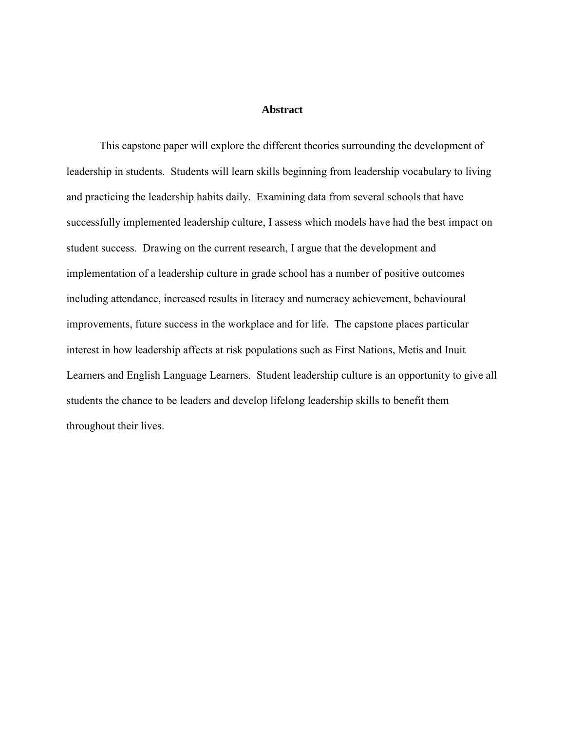# Abstract

This capstone paper will explore the different theories surrounding the development of leadership in students. Students will learn skills beginning from leadership vocabulary to living and practicing the leadership habits daily. Examining data from several schools that have successfully implemented leadership culture, I assess which models have had the best impact on student success. Drawing on the current research, I argue that the development and implementation of a leadership culture in grade school has a number of positive outcomes including attendance, increased results in literacy and numeracy achievement, behavioural improvements, future success in the workplace and for life. The capstone places particular interest in how leadership affects at risk populations such as First Nations, Metis and Inuit Learners and English Language Learners. Student leadership culture is an opportunity to give all students the chance to be leaders and develop lifelong leadership skills to benefit them throughout their lives.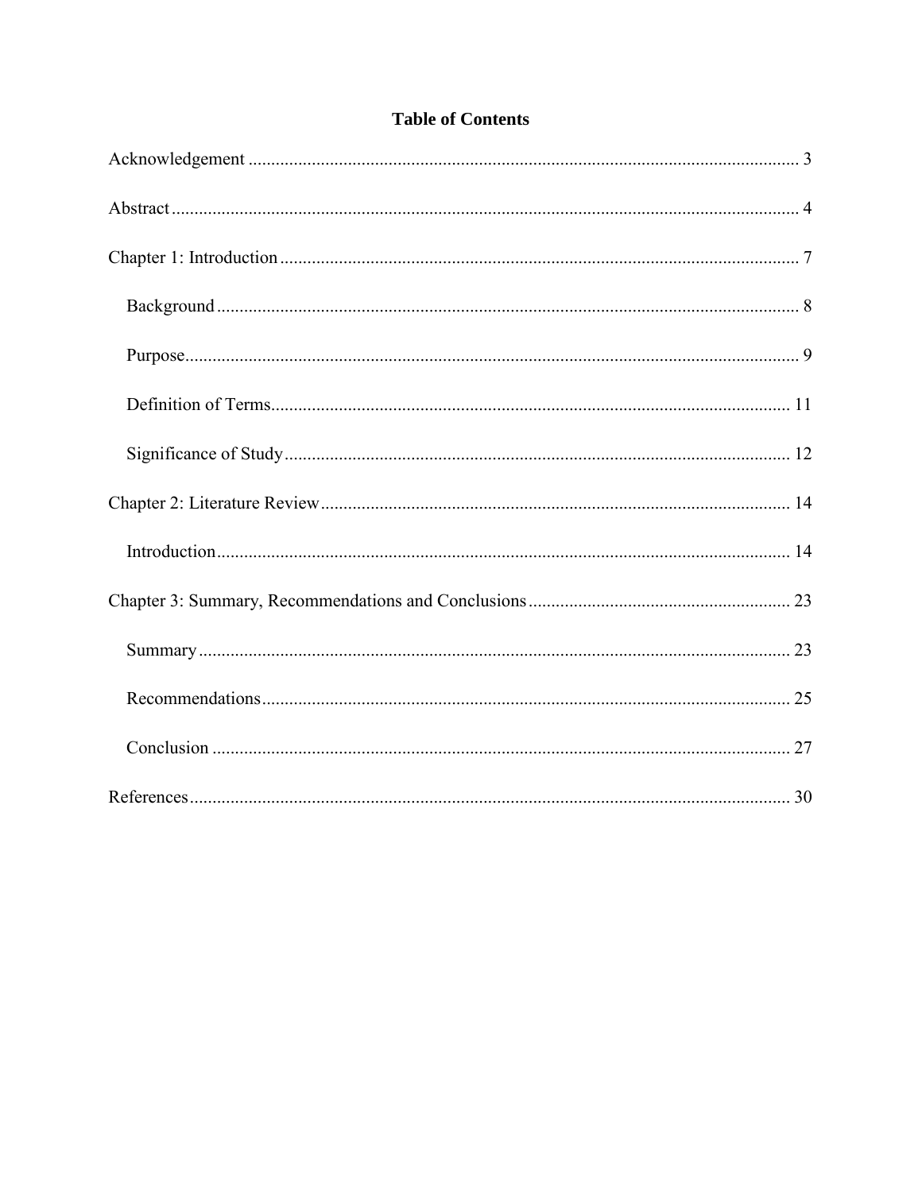# Table of Contents

Acknowledgement ..... 3

Abstract ..... 4

Chapter 1: Introduction ..... 7

- Background ..... 8
- Purpose ..... 9
- Definition of Terms ..... 11
- Significance of Study ..... 12

Chapter 2: Literature Review ..... 14

- Introduction ..... 14

Chapter 3: Summary, Recommendations and Conclusions ..... 23

- Summary ..... 23
- Recommendations ..... 25
- Conclusion ..... 27

References ..... 30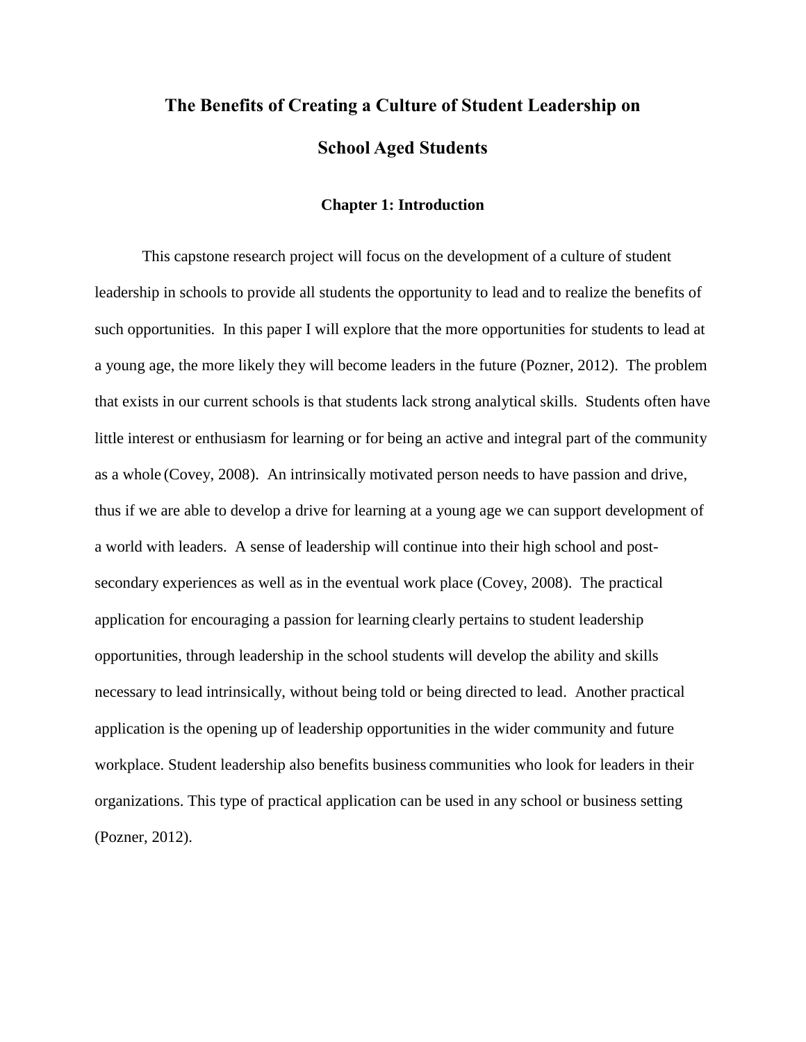# The Benefits of Creating a Culture of Student Leadership on School Aged Students

## Chapter 1: Introduction

This capstone research project will focus on the development of a culture of student leadership in schools to provide all students the opportunity to lead and to realize the benefits of such opportunities. In this paper I will explore that the more opportunities for students to lead at a young age, the more likely they will become leaders in the future (Pozner, 2012). The problem that exists in our current schools is that students lack strong analytical skills. Students often have little interest or enthusiasm for learning or for being an active and integral part of the community as a whole (Covey, 2008). An intrinsically motivated person needs to have passion and drive, thus if we are able to develop a drive for learning at a young age we can support development of a world with leaders. A sense of leadership will continue into their high school and post-secondary experiences as well as in the eventual work place (Covey, 2008). The practical application for encouraging a passion for learning clearly pertains to student leadership opportunities, through leadership in the school students will develop the ability and skills necessary to lead intrinsically, without being told or being directed to lead. Another practical application is the opening up of leadership opportunities in the wider community and future workplace. Student leadership also benefits business communities who look for leaders in their organizations. This type of practical application can be used in any school or business setting (Pozner, 2012).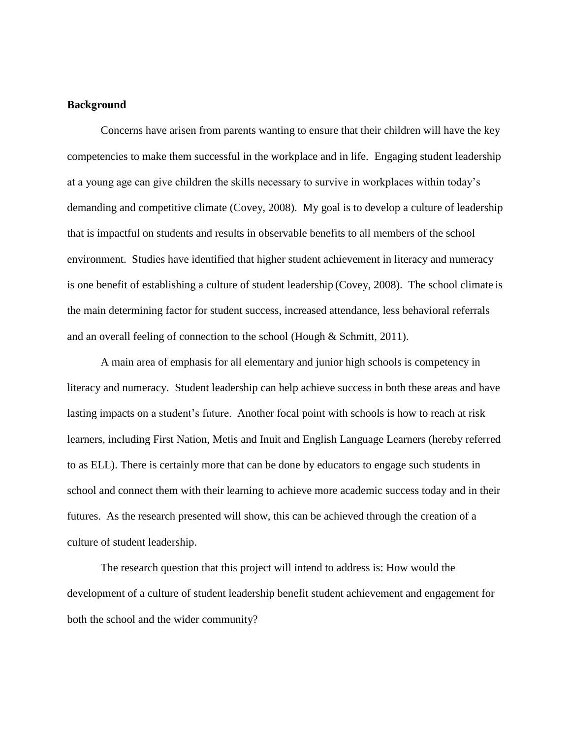**Background**

Concerns have arisen from parents wanting to ensure that their children will have the key competencies to make them successful in the workplace and in life. Engaging student leadership at a young age can give children the skills necessary to survive in workplaces within today's demanding and competitive climate (Covey, 2008). My goal is to develop a culture of leadership that is impactful on students and results in observable benefits to all members of the school environment. Studies have identified that higher student achievement in literacy and numeracy is one benefit of establishing a culture of student leadership (Covey, 2008). The school climate is the main determining factor for student success, increased attendance, less behavioral referrals and an overall feeling of connection to the school (Hough & Schmitt, 2011).

A main area of emphasis for all elementary and junior high schools is competency in literacy and numeracy. Student leadership can help achieve success in both these areas and have lasting impacts on a student's future. Another focal point with schools is how to reach at risk learners, including First Nation, Metis and Inuit and English Language Learners (hereby referred to as ELL). There is certainly more that can be done by educators to engage such students in school and connect them with their learning to achieve more academic success today and in their futures. As the research presented will show, this can be achieved through the creation of a culture of student leadership.

The research question that this project will intend to address is: How would the development of a culture of student leadership benefit student achievement and engagement for both the school and the wider community?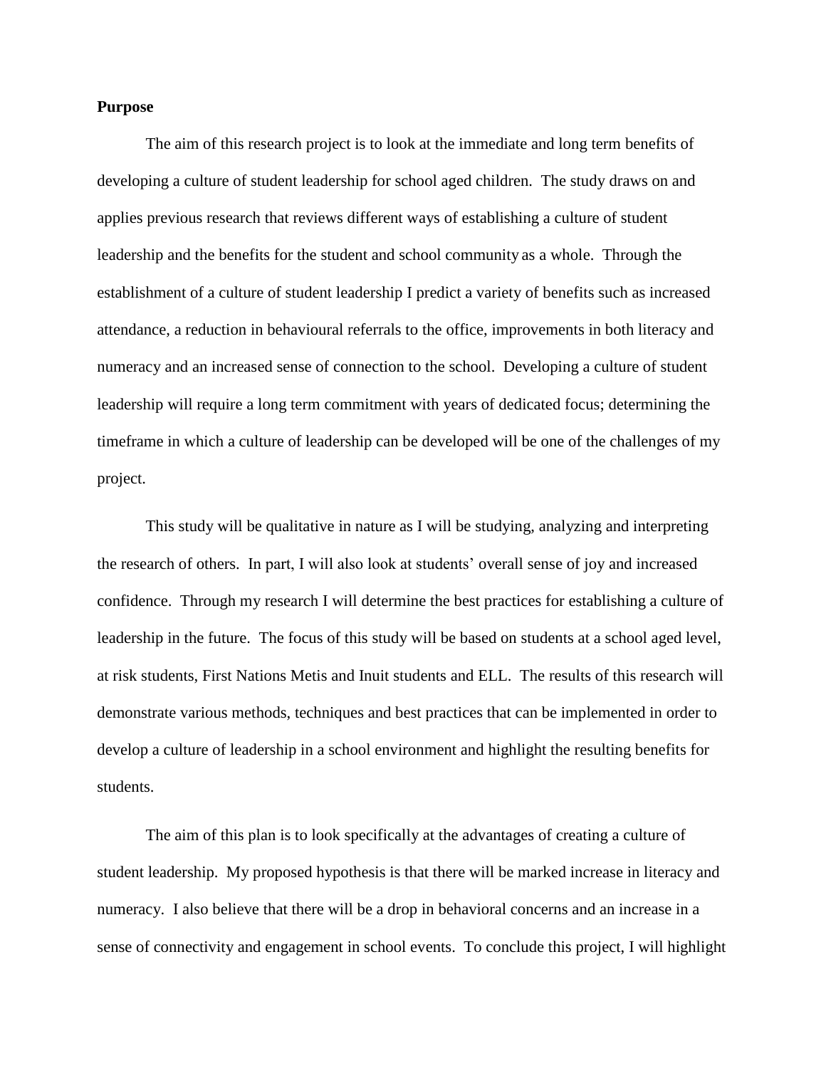**Purpose**

The aim of this research project is to look at the immediate and long term benefits of developing a culture of student leadership for school aged children. The study draws on and applies previous research that reviews different ways of establishing a culture of student leadership and the benefits for the student and school community as a whole. Through the establishment of a culture of student leadership I predict a variety of benefits such as increased attendance, a reduction in behavioural referrals to the office, improvements in both literacy and numeracy and an increased sense of connection to the school. Developing a culture of student leadership will require a long term commitment with years of dedicated focus; determining the timeframe in which a culture of leadership can be developed will be one of the challenges of my project.

This study will be qualitative in nature as I will be studying, analyzing and interpreting the research of others. In part, I will also look at students' overall sense of joy and increased confidence. Through my research I will determine the best practices for establishing a culture of leadership in the future. The focus of this study will be based on students at a school aged level, at risk students, First Nations Metis and Inuit students and ELL. The results of this research will demonstrate various methods, techniques and best practices that can be implemented in order to develop a culture of leadership in a school environment and highlight the resulting benefits for students.

The aim of this plan is to look specifically at the advantages of creating a culture of student leadership. My proposed hypothesis is that there will be marked increase in literacy and numeracy. I also believe that there will be a drop in behavioral concerns and an increase in a sense of connectivity and engagement in school events. To conclude this project, I will highlight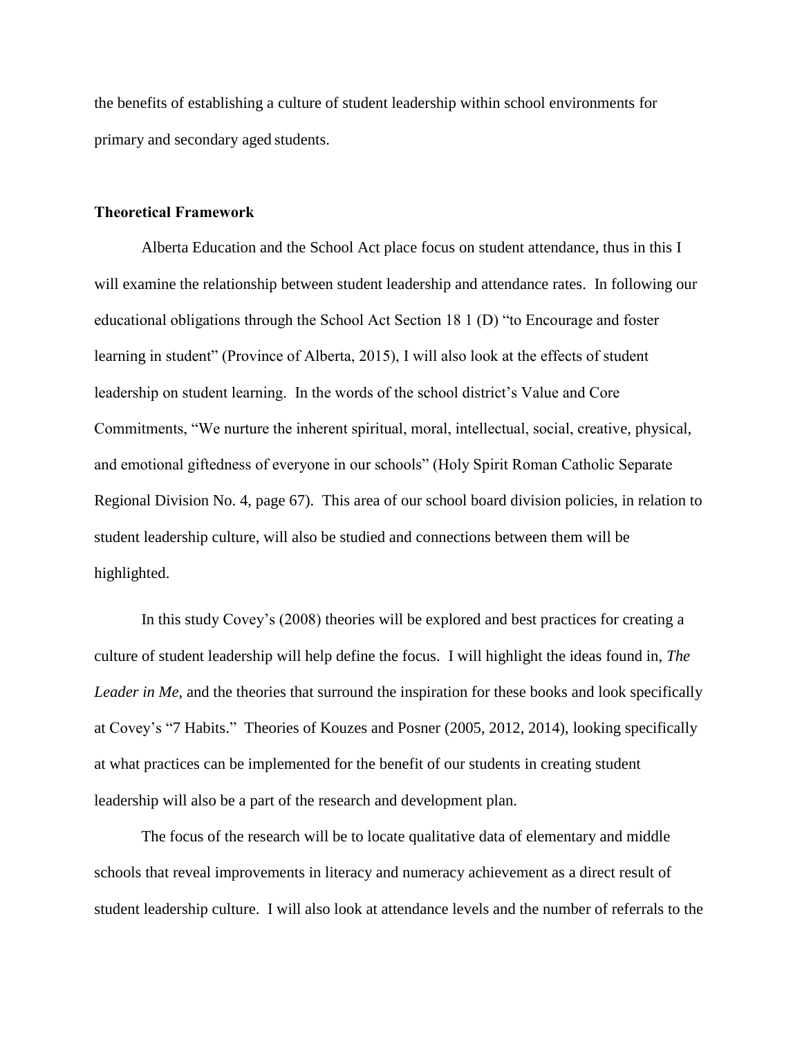the benefits of establishing a culture of student leadership within school environments for primary and secondary aged students.

**Theoretical Framework**

Alberta Education and the School Act place focus on student attendance, thus in this I will examine the relationship between student leadership and attendance rates. In following our educational obligations through the School Act Section 18 1 (D) "to Encourage and foster learning in student" (Province of Alberta, 2015), I will also look at the effects of student leadership on student learning. In the words of the school district's Value and Core Commitments, "We nurture the inherent spiritual, moral, intellectual, social, creative, physical, and emotional giftedness of everyone in our schools" (Holy Spirit Roman Catholic Separate Regional Division No. 4, page 67). This area of our school board division policies, in relation to student leadership culture, will also be studied and connections between them will be highlighted.

In this study Covey's (2008) theories will be explored and best practices for creating a culture of student leadership will help define the focus. I will highlight the ideas found in, *The Leader in Me,* and the theories that surround the inspiration for these books and look specifically at Covey's "7 Habits." Theories of Kouzes and Posner (2005, 2012, 2014), looking specifically at what practices can be implemented for the benefit of our students in creating student leadership will also be a part of the research and development plan.

The focus of the research will be to locate qualitative data of elementary and middle schools that reveal improvements in literacy and numeracy achievement as a direct result of student leadership culture. I will also look at attendance levels and the number of referrals to the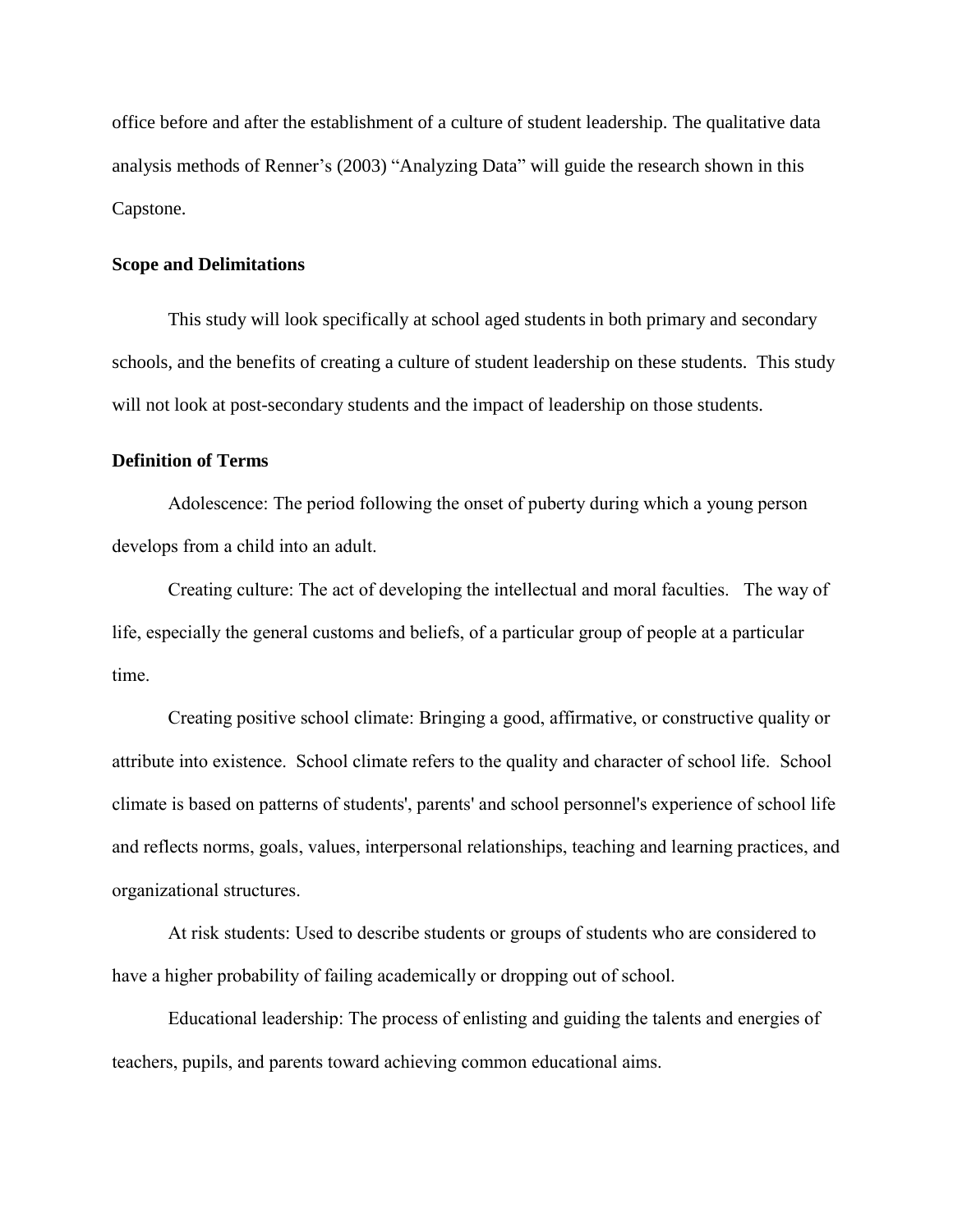office before and after the establishment of a culture of student leadership. The qualitative data analysis methods of Renner's (2003) "Analyzing Data" will guide the research shown in this Capstone.

**Scope and Delimitations**

This study will look specifically at school aged students in both primary and secondary schools, and the benefits of creating a culture of student leadership on these students. This study will not look at post-secondary students and the impact of leadership on those students.

**Definition of Terms**

Adolescence: The period following the onset of puberty during which a young person develops from a child into an adult.

Creating culture: The act of developing the intellectual and moral faculties. The way of life, especially the general customs and beliefs, of a particular group of people at a particular time.

Creating positive school climate: Bringing a good, affirmative, or constructive quality or attribute into existence. School climate refers to the quality and character of school life. School climate is based on patterns of students', parents' and school personnel's experience of school life and reflects norms, goals, values, interpersonal relationships, teaching and learning practices, and organizational structures.

At risk students: Used to describe students or groups of students who are considered to have a higher probability of failing academically or dropping out of school.

Educational leadership: The process of enlisting and guiding the talents and energies of teachers, pupils, and parents toward achieving common educational aims.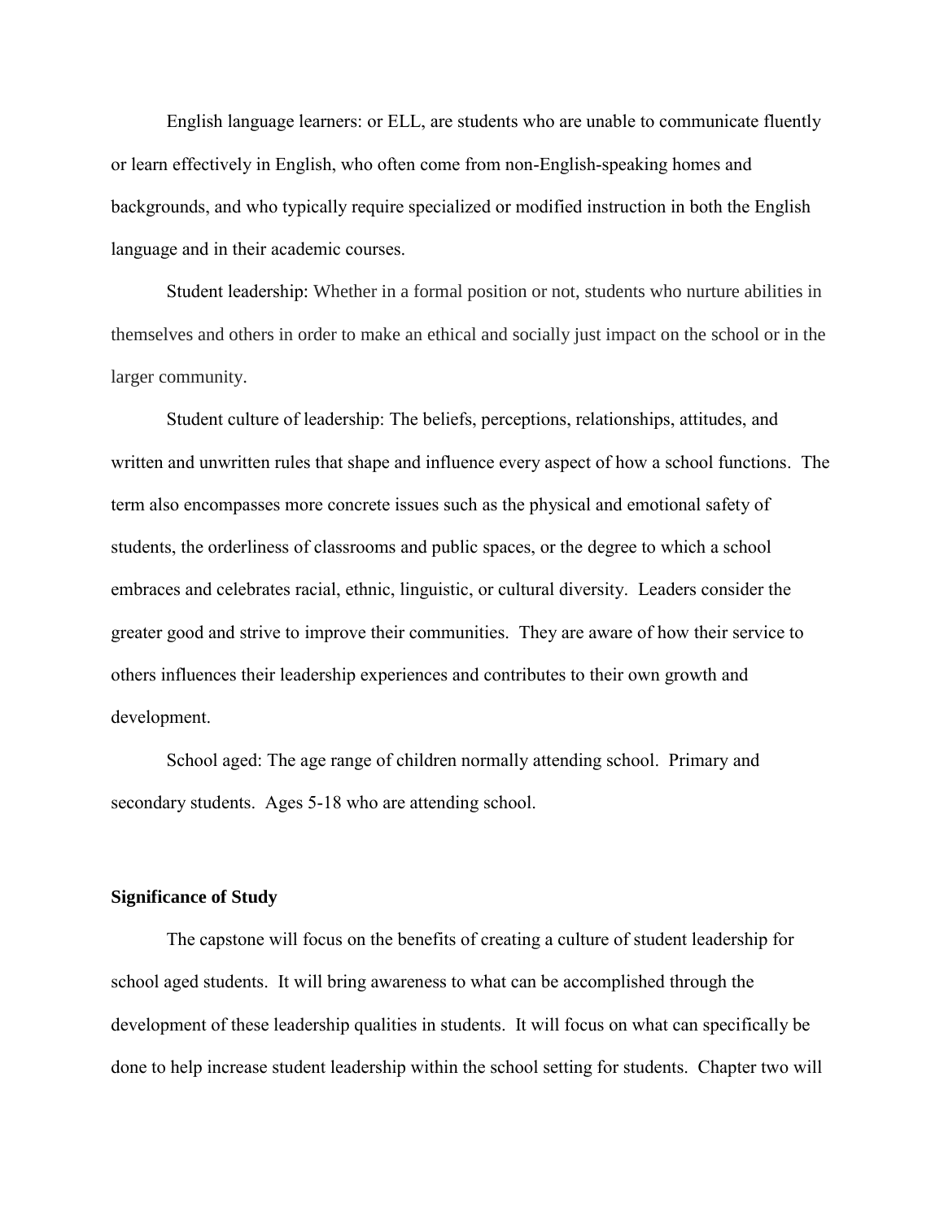English language learners: or ELL, are students who are unable to communicate fluently or learn effectively in English, who often come from non-English-speaking homes and backgrounds, and who typically require specialized or modified instruction in both the English language and in their academic courses.

Student leadership: Whether in a formal position or not, students who nurture abilities in themselves and others in order to make an ethical and socially just impact on the school or in the larger community.

Student culture of leadership: The beliefs, perceptions, relationships, attitudes, and written and unwritten rules that shape and influence every aspect of how a school functions. The term also encompasses more concrete issues such as the physical and emotional safety of students, the orderliness of classrooms and public spaces, or the degree to which a school embraces and celebrates racial, ethnic, linguistic, or cultural diversity. Leaders consider the greater good and strive to improve their communities. They are aware of how their service to others influences their leadership experiences and contributes to their own growth and development.

School aged: The age range of children normally attending school. Primary and secondary students. Ages 5-18 who are attending school.

**Significance of Study**

The capstone will focus on the benefits of creating a culture of student leadership for school aged students. It will bring awareness to what can be accomplished through the development of these leadership qualities in students. It will focus on what can specifically be done to help increase student leadership within the school setting for students. Chapter two will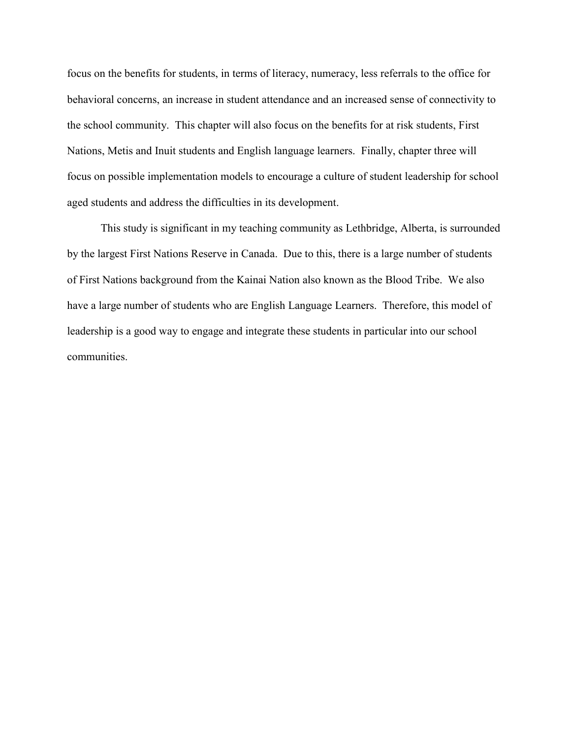focus on the benefits for students, in terms of literacy, numeracy, less referrals to the office for behavioral concerns, an increase in student attendance and an increased sense of connectivity to the school community. This chapter will also focus on the benefits for at risk students, First Nations, Metis and Inuit students and English language learners. Finally, chapter three will focus on possible implementation models to encourage a culture of student leadership for school aged students and address the difficulties in its development.

This study is significant in my teaching community as Lethbridge, Alberta, is surrounded by the largest First Nations Reserve in Canada. Due to this, there is a large number of students of First Nations background from the Kainai Nation also known as the Blood Tribe. We also have a large number of students who are English Language Learners. Therefore, this model of leadership is a good way to engage and integrate these students in particular into our school communities.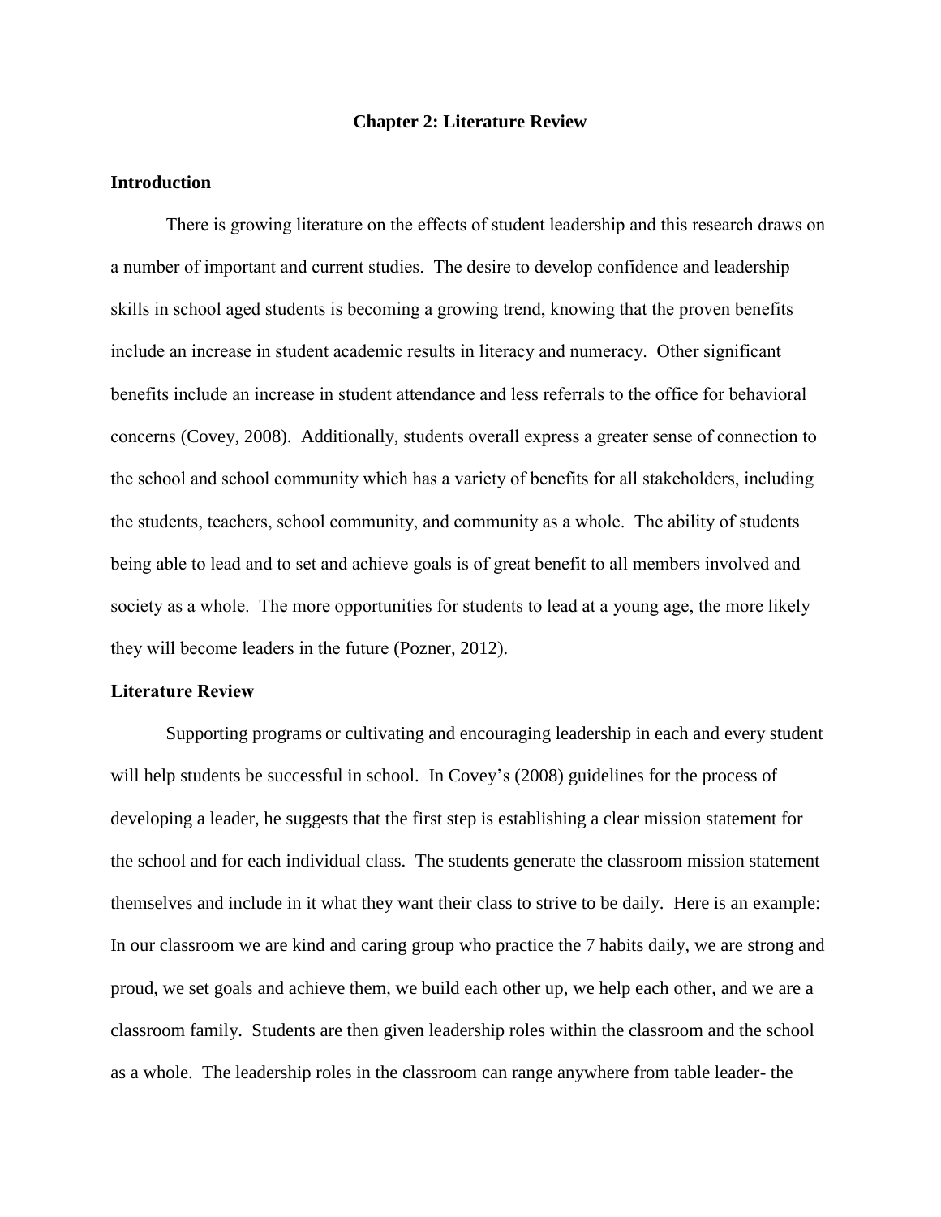# Chapter 2: Literature Review

## Introduction

There is growing literature on the effects of student leadership and this research draws on a number of important and current studies. The desire to develop confidence and leadership skills in school aged students is becoming a growing trend, knowing that the proven benefits include an increase in student academic results in literacy and numeracy. Other significant benefits include an increase in student attendance and less referrals to the office for behavioral concerns (Covey, 2008). Additionally, students overall express a greater sense of connection to the school and school community which has a variety of benefits for all stakeholders, including the students, teachers, school community, and community as a whole. The ability of students being able to lead and to set and achieve goals is of great benefit to all members involved and society as a whole. The more opportunities for students to lead at a young age, the more likely they will become leaders in the future (Pozner, 2012).

## Literature Review

Supporting programs or cultivating and encouraging leadership in each and every student will help students be successful in school. In Covey's (2008) guidelines for the process of developing a leader, he suggests that the first step is establishing a clear mission statement for the school and for each individual class. The students generate the classroom mission statement themselves and include in it what they want their class to strive to be daily. Here is an example: In our classroom we are kind and caring group who practice the 7 habits daily, we are strong and proud, we set goals and achieve them, we build each other up, we help each other, and we are a classroom family. Students are then given leadership roles within the classroom and the school as a whole. The leadership roles in the classroom can range anywhere from table leader- the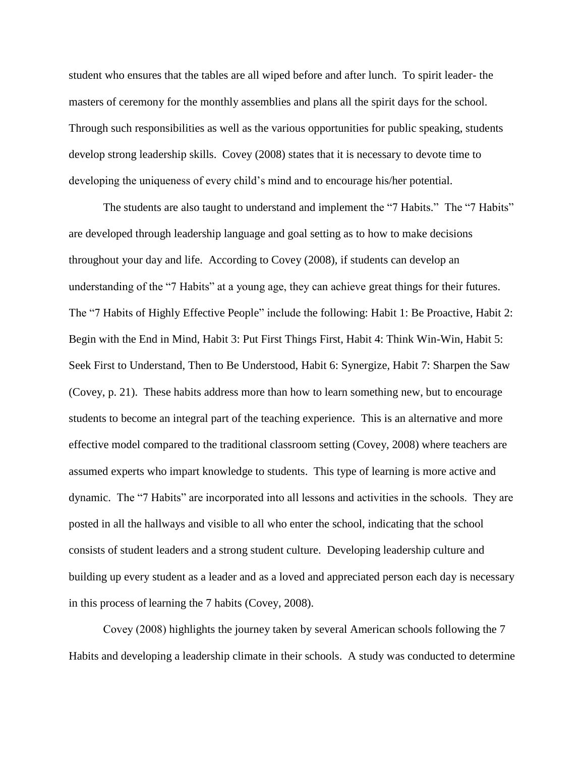student who ensures that the tables are all wiped before and after lunch. To spirit leader- the masters of ceremony for the monthly assemblies and plans all the spirit days for the school. Through such responsibilities as well as the various opportunities for public speaking, students develop strong leadership skills. Covey (2008) states that it is necessary to devote time to developing the uniqueness of every child's mind and to encourage his/her potential.

The students are also taught to understand and implement the "7 Habits." The "7 Habits" are developed through leadership language and goal setting as to how to make decisions throughout your day and life. According to Covey (2008), if students can develop an understanding of the "7 Habits" at a young age, they can achieve great things for their futures. The "7 Habits of Highly Effective People" include the following: Habit 1: Be Proactive, Habit 2: Begin with the End in Mind, Habit 3: Put First Things First, Habit 4: Think Win-Win, Habit 5: Seek First to Understand, Then to Be Understood, Habit 6: Synergize, Habit 7: Sharpen the Saw (Covey, p. 21). These habits address more than how to learn something new, but to encourage students to become an integral part of the teaching experience. This is an alternative and more effective model compared to the traditional classroom setting (Covey, 2008) where teachers are assumed experts who impart knowledge to students. This type of learning is more active and dynamic. The "7 Habits" are incorporated into all lessons and activities in the schools. They are posted in all the hallways and visible to all who enter the school, indicating that the school consists of student leaders and a strong student culture. Developing leadership culture and building up every student as a leader and as a loved and appreciated person each day is necessary in this process of learning the 7 habits (Covey, 2008).

Covey (2008) highlights the journey taken by several American schools following the 7 Habits and developing a leadership climate in their schools. A study was conducted to determine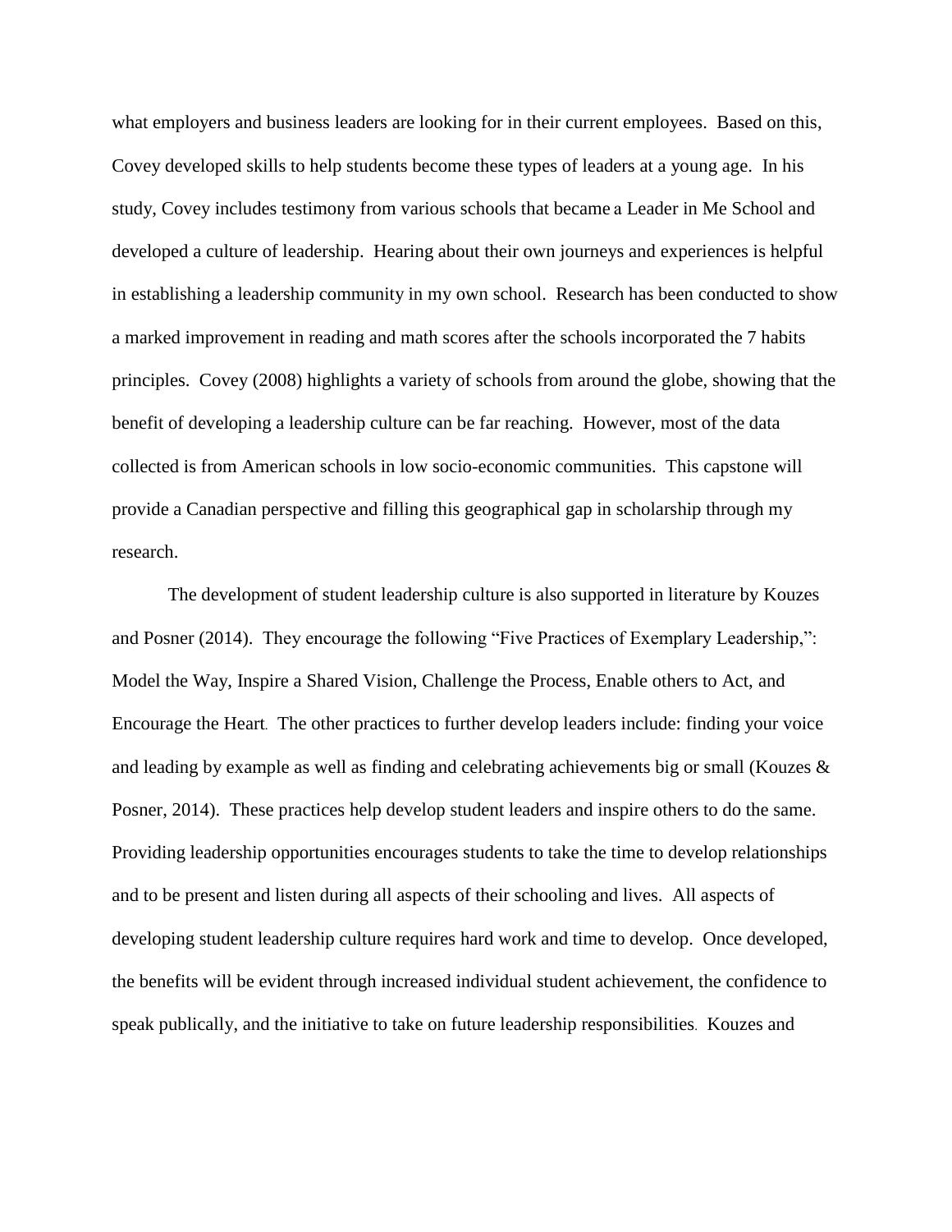what employers and business leaders are looking for in their current employees. Based on this, Covey developed skills to help students become these types of leaders at a young age. In his study, Covey includes testimony from various schools that became a Leader in Me School and developed a culture of leadership. Hearing about their own journeys and experiences is helpful in establishing a leadership community in my own school. Research has been conducted to show a marked improvement in reading and math scores after the schools incorporated the 7 habits principles. Covey (2008) highlights a variety of schools from around the globe, showing that the benefit of developing a leadership culture can be far reaching. However, most of the data collected is from American schools in low socio-economic communities. This capstone will provide a Canadian perspective and filling this geographical gap in scholarship through my research.

The development of student leadership culture is also supported in literature by Kouzes and Posner (2014). They encourage the following "Five Practices of Exemplary Leadership,": Model the Way, Inspire a Shared Vision, Challenge the Process, Enable others to Act, and Encourage the Heart. The other practices to further develop leaders include: finding your voice and leading by example as well as finding and celebrating achievements big or small (Kouzes & Posner, 2014). These practices help develop student leaders and inspire others to do the same. Providing leadership opportunities encourages students to take the time to develop relationships and to be present and listen during all aspects of their schooling and lives. All aspects of developing student leadership culture requires hard work and time to develop. Once developed, the benefits will be evident through increased individual student achievement, the confidence to speak publically, and the initiative to take on future leadership responsibilities. Kouzes and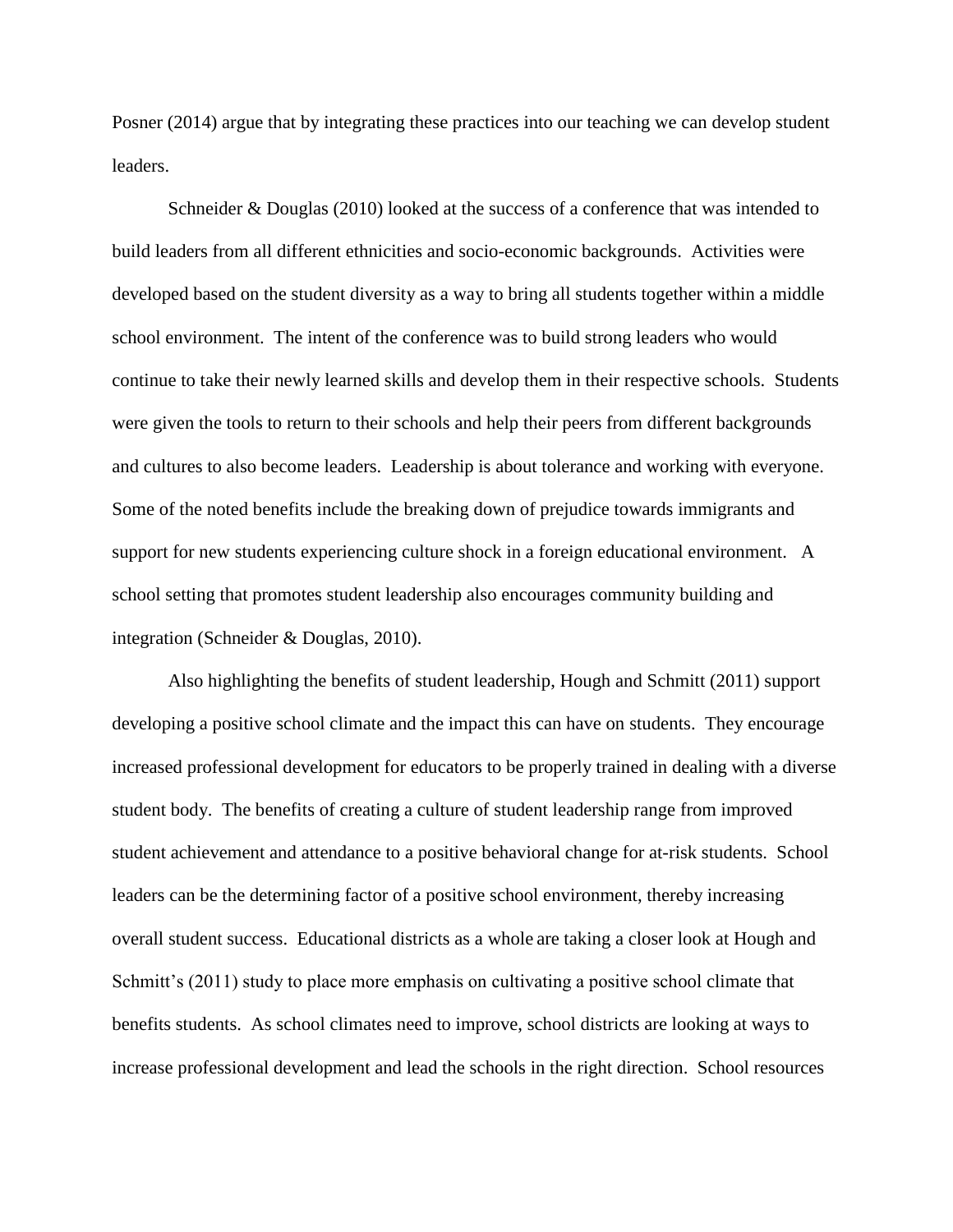Posner (2014) argue that by integrating these practices into our teaching we can develop student leaders.

Schneider & Douglas (2010) looked at the success of a conference that was intended to build leaders from all different ethnicities and socio-economic backgrounds. Activities were developed based on the student diversity as a way to bring all students together within a middle school environment. The intent of the conference was to build strong leaders who would continue to take their newly learned skills and develop them in their respective schools. Students were given the tools to return to their schools and help their peers from different backgrounds and cultures to also become leaders. Leadership is about tolerance and working with everyone. Some of the noted benefits include the breaking down of prejudice towards immigrants and support for new students experiencing culture shock in a foreign educational environment. A school setting that promotes student leadership also encourages community building and integration (Schneider & Douglas, 2010).

Also highlighting the benefits of student leadership, Hough and Schmitt (2011) support developing a positive school climate and the impact this can have on students. They encourage increased professional development for educators to be properly trained in dealing with a diverse student body. The benefits of creating a culture of student leadership range from improved student achievement and attendance to a positive behavioral change for at-risk students. School leaders can be the determining factor of a positive school environment, thereby increasing overall student success. Educational districts as a whole are taking a closer look at Hough and Schmitt's (2011) study to place more emphasis on cultivating a positive school climate that benefits students. As school climates need to improve, school districts are looking at ways to increase professional development and lead the schools in the right direction. School resources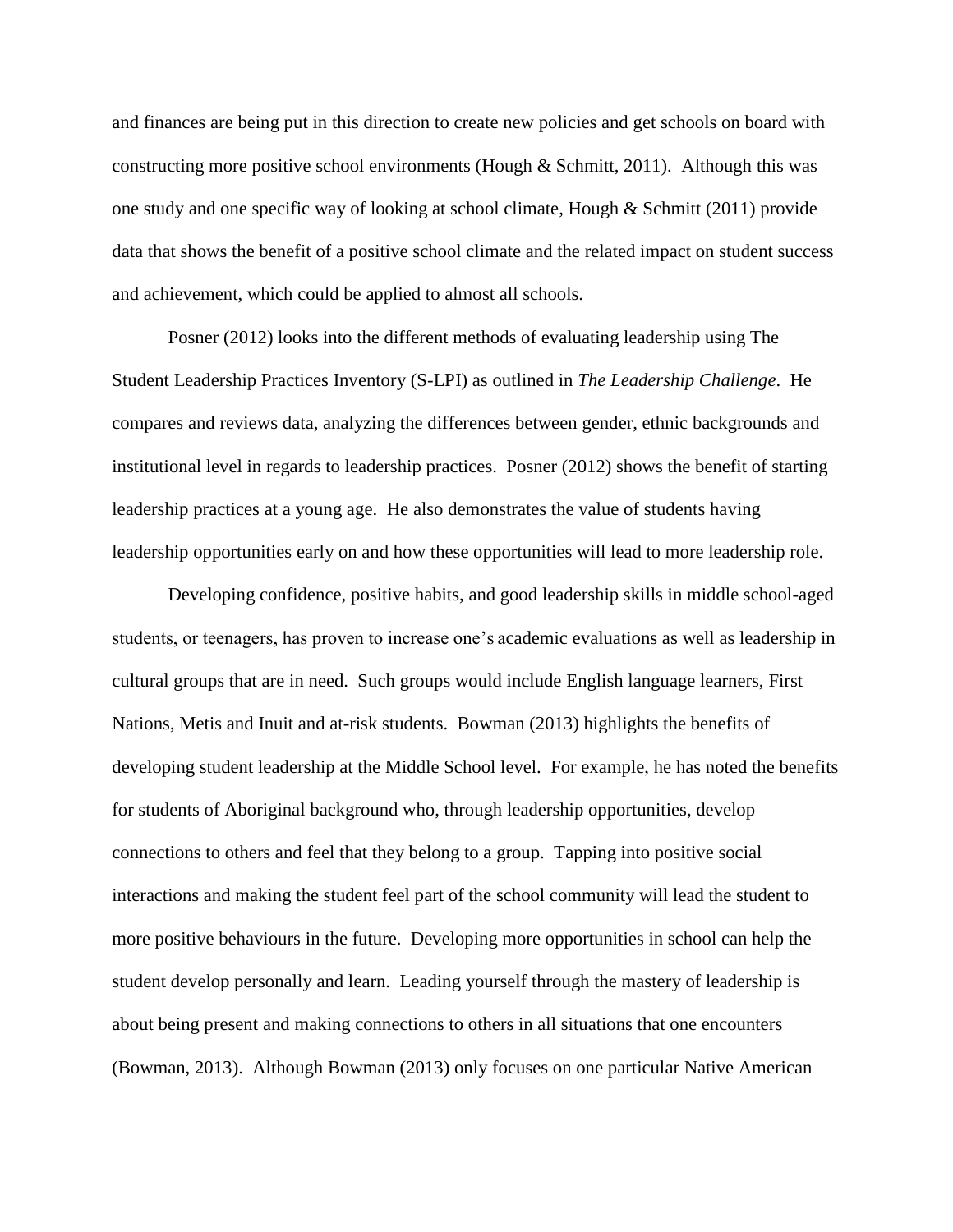and finances are being put in this direction to create new policies and get schools on board with constructing more positive school environments (Hough & Schmitt, 2011). Although this was one study and one specific way of looking at school climate, Hough & Schmitt (2011) provide data that shows the benefit of a positive school climate and the related impact on student success and achievement, which could be applied to almost all schools.

Posner (2012) looks into the different methods of evaluating leadership using The Student Leadership Practices Inventory (S-LPI) as outlined in *The Leadership Challenge*. He compares and reviews data, analyzing the differences between gender, ethnic backgrounds and institutional level in regards to leadership practices. Posner (2012) shows the benefit of starting leadership practices at a young age. He also demonstrates the value of students having leadership opportunities early on and how these opportunities will lead to more leadership role.

Developing confidence, positive habits, and good leadership skills in middle school-aged students, or teenagers, has proven to increase one's academic evaluations as well as leadership in cultural groups that are in need. Such groups would include English language learners, First Nations, Metis and Inuit and at-risk students. Bowman (2013) highlights the benefits of developing student leadership at the Middle School level. For example, he has noted the benefits for students of Aboriginal background who, through leadership opportunities, develop connections to others and feel that they belong to a group. Tapping into positive social interactions and making the student feel part of the school community will lead the student to more positive behaviours in the future. Developing more opportunities in school can help the student develop personally and learn. Leading yourself through the mastery of leadership is about being present and making connections to others in all situations that one encounters (Bowman, 2013). Although Bowman (2013) only focuses on one particular Native American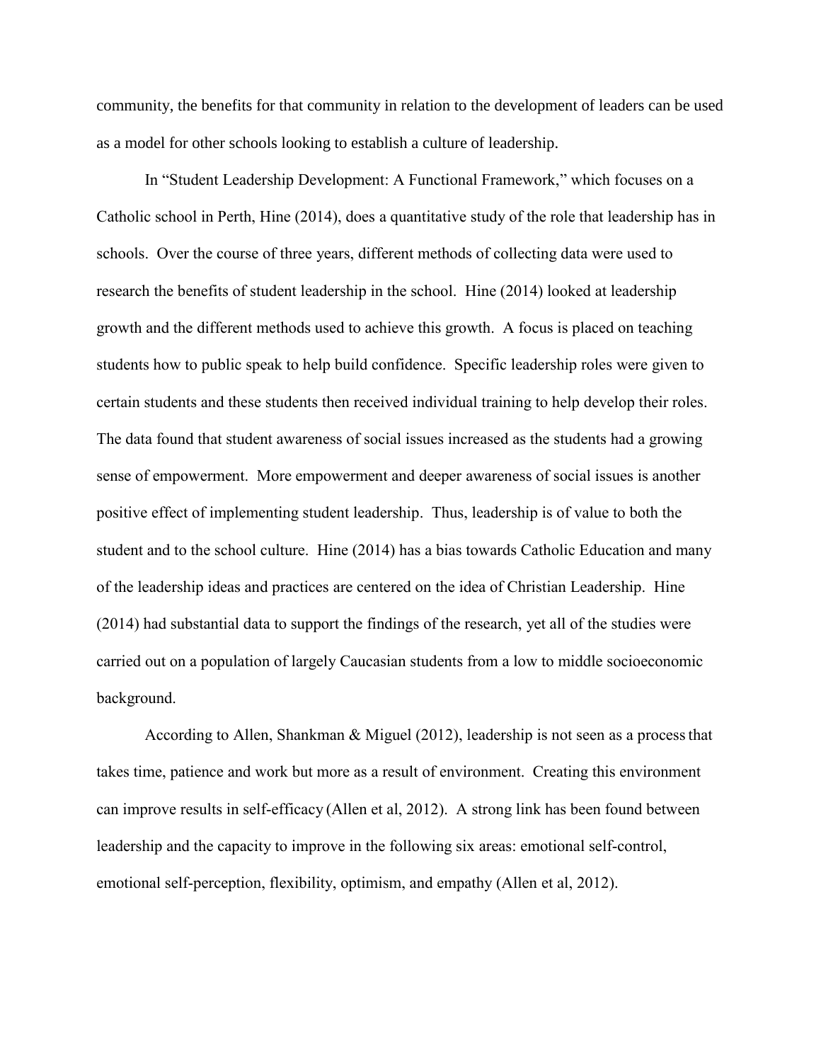community, the benefits for that community in relation to the development of leaders can be used as a model for other schools looking to establish a culture of leadership.

In "Student Leadership Development: A Functional Framework," which focuses on a Catholic school in Perth, Hine (2014), does a quantitative study of the role that leadership has in schools. Over the course of three years, different methods of collecting data were used to research the benefits of student leadership in the school. Hine (2014) looked at leadership growth and the different methods used to achieve this growth. A focus is placed on teaching students how to public speak to help build confidence. Specific leadership roles were given to certain students and these students then received individual training to help develop their roles. The data found that student awareness of social issues increased as the students had a growing sense of empowerment. More empowerment and deeper awareness of social issues is another positive effect of implementing student leadership. Thus, leadership is of value to both the student and to the school culture. Hine (2014) has a bias towards Catholic Education and many of the leadership ideas and practices are centered on the idea of Christian Leadership. Hine (2014) had substantial data to support the findings of the research, yet all of the studies were carried out on a population of largely Caucasian students from a low to middle socioeconomic background.

According to Allen, Shankman & Miguel (2012), leadership is not seen as a process that takes time, patience and work but more as a result of environment. Creating this environment can improve results in self-efficacy (Allen et al, 2012). A strong link has been found between leadership and the capacity to improve in the following six areas: emotional self-control, emotional self-perception, flexibility, optimism, and empathy (Allen et al, 2012).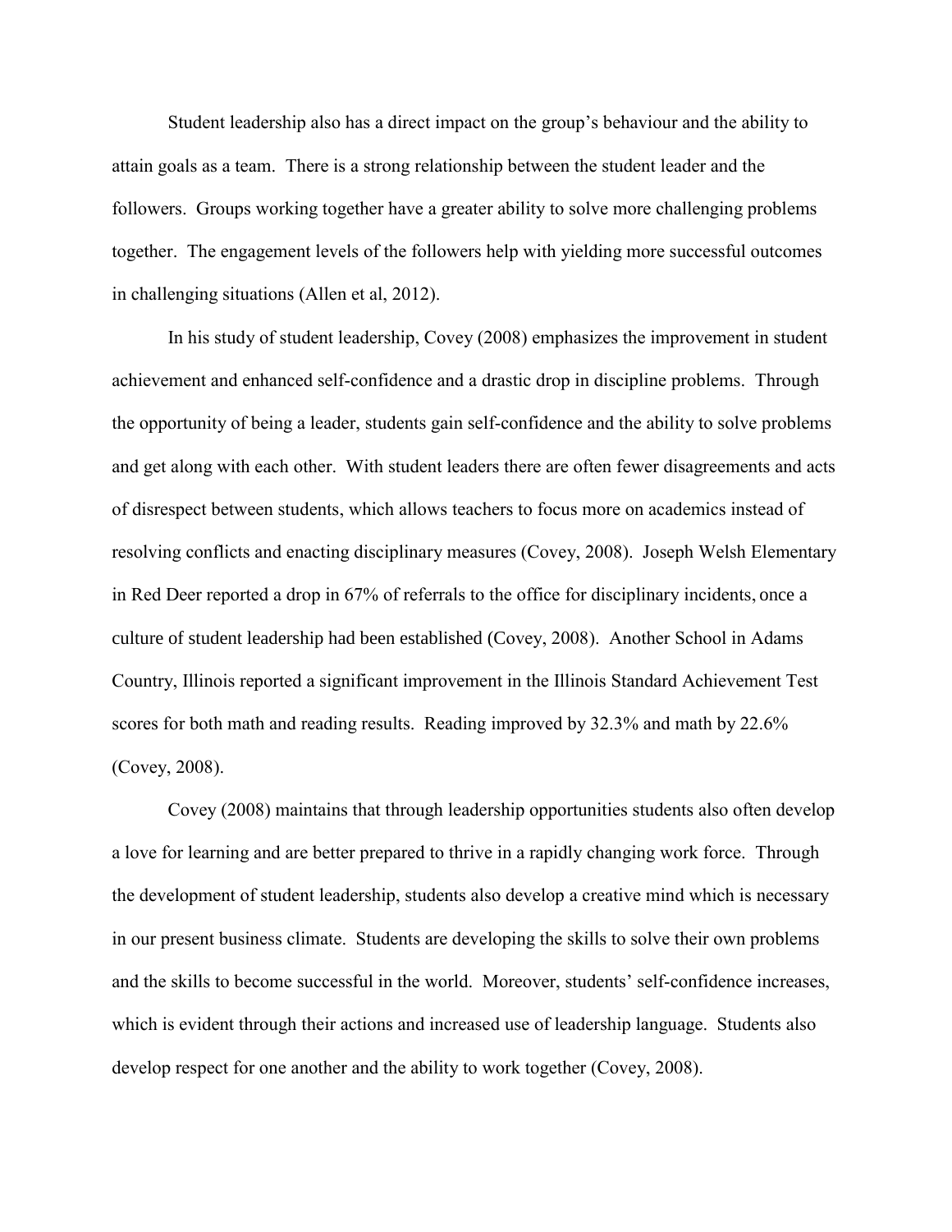Student leadership also has a direct impact on the group's behaviour and the ability to attain goals as a team. There is a strong relationship between the student leader and the followers. Groups working together have a greater ability to solve more challenging problems together. The engagement levels of the followers help with yielding more successful outcomes in challenging situations (Allen et al, 2012).

In his study of student leadership, Covey (2008) emphasizes the improvement in student achievement and enhanced self-confidence and a drastic drop in discipline problems. Through the opportunity of being a leader, students gain self-confidence and the ability to solve problems and get along with each other. With student leaders there are often fewer disagreements and acts of disrespect between students, which allows teachers to focus more on academics instead of resolving conflicts and enacting disciplinary measures (Covey, 2008). Joseph Welsh Elementary in Red Deer reported a drop in 67% of referrals to the office for disciplinary incidents, once a culture of student leadership had been established (Covey, 2008). Another School in Adams Country, Illinois reported a significant improvement in the Illinois Standard Achievement Test scores for both math and reading results. Reading improved by 32.3% and math by 22.6% (Covey, 2008).

Covey (2008) maintains that through leadership opportunities students also often develop a love for learning and are better prepared to thrive in a rapidly changing work force. Through the development of student leadership, students also develop a creative mind which is necessary in our present business climate. Students are developing the skills to solve their own problems and the skills to become successful in the world. Moreover, students' self-confidence increases, which is evident through their actions and increased use of leadership language. Students also develop respect for one another and the ability to work together (Covey, 2008).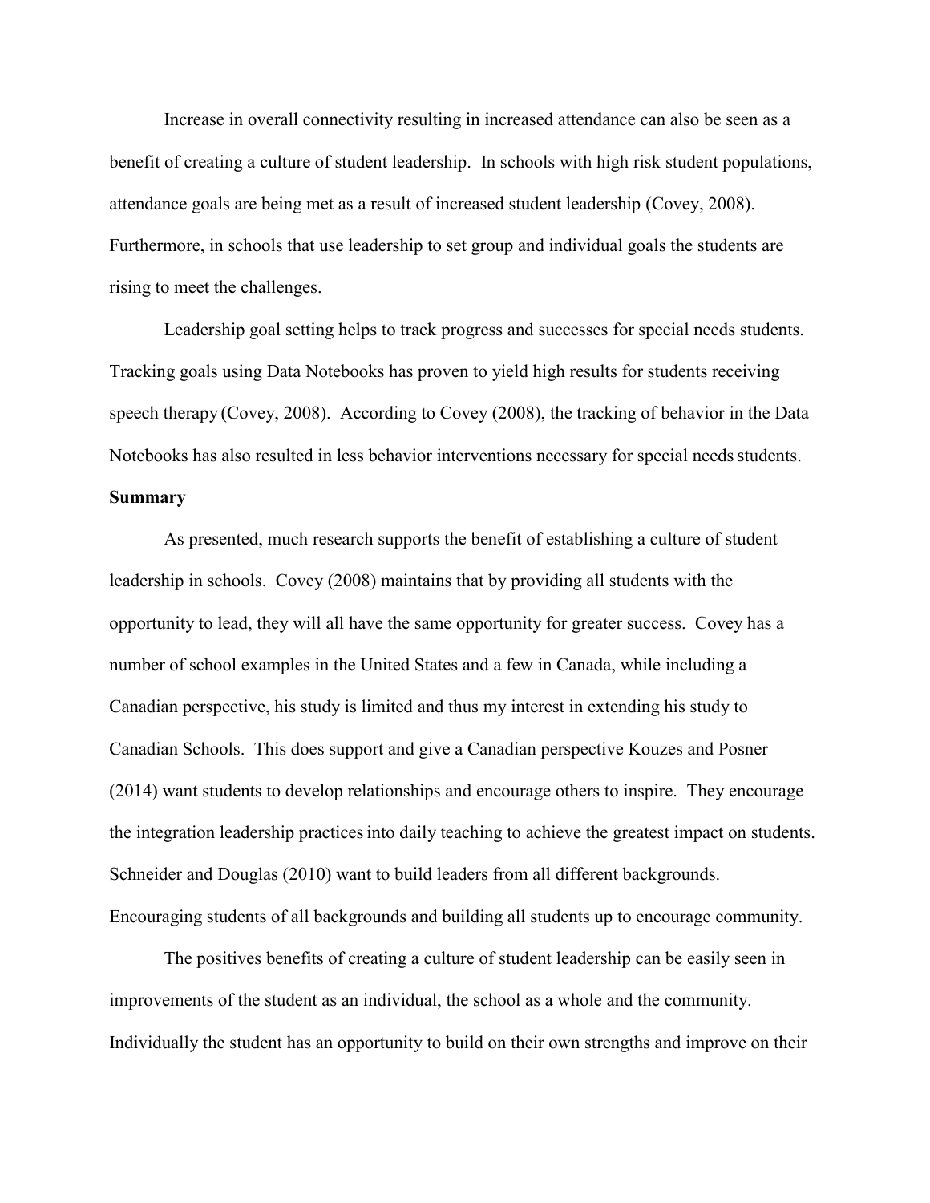Increase in overall connectivity resulting in increased attendance can also be seen as a benefit of creating a culture of student leadership. In schools with high risk student populations, attendance goals are being met as a result of increased student leadership (Covey, 2008). Furthermore, in schools that use leadership to set group and individual goals the students are rising to meet the challenges.

Leadership goal setting helps to track progress and successes for special needs students. Tracking goals using Data Notebooks has proven to yield high results for students receiving speech therapy (Covey, 2008). According to Covey (2008), the tracking of behavior in the Data Notebooks has also resulted in less behavior interventions necessary for special needs students.

**Summary**

As presented, much research supports the benefit of establishing a culture of student leadership in schools. Covey (2008) maintains that by providing all students with the opportunity to lead, they will all have the same opportunity for greater success. Covey has a number of school examples in the United States and a few in Canada, while including a Canadian perspective, his study is limited and thus my interest in extending his study to Canadian Schools. This does support and give a Canadian perspective Kouzes and Posner (2014) want students to develop relationships and encourage others to inspire. They encourage the integration leadership practices into daily teaching to achieve the greatest impact on students. Schneider and Douglas (2010) want to build leaders from all different backgrounds. Encouraging students of all backgrounds and building all students up to encourage community.

The positives benefits of creating a culture of student leadership can be easily seen in improvements of the student as an individual, the school as a whole and the community. Individually the student has an opportunity to build on their own strengths and improve on their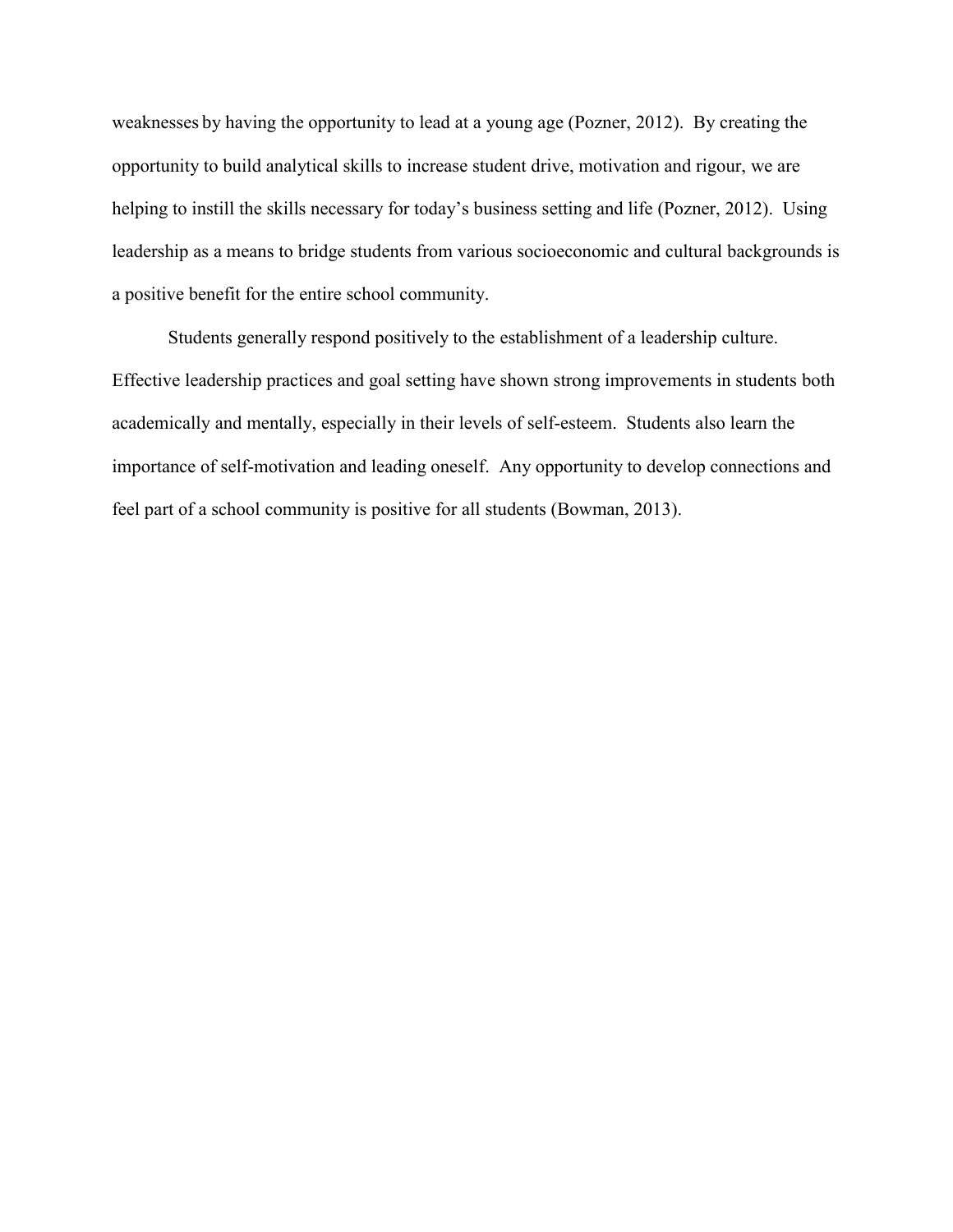weaknesses by having the opportunity to lead at a young age (Pozner, 2012). By creating the opportunity to build analytical skills to increase student drive, motivation and rigour, we are helping to instill the skills necessary for today's business setting and life (Pozner, 2012). Using leadership as a means to bridge students from various socioeconomic and cultural backgrounds is a positive benefit for the entire school community.

Students generally respond positively to the establishment of a leadership culture. Effective leadership practices and goal setting have shown strong improvements in students both academically and mentally, especially in their levels of self-esteem. Students also learn the importance of self-motivation and leading oneself. Any opportunity to develop connections and feel part of a school community is positive for all students (Bowman, 2013).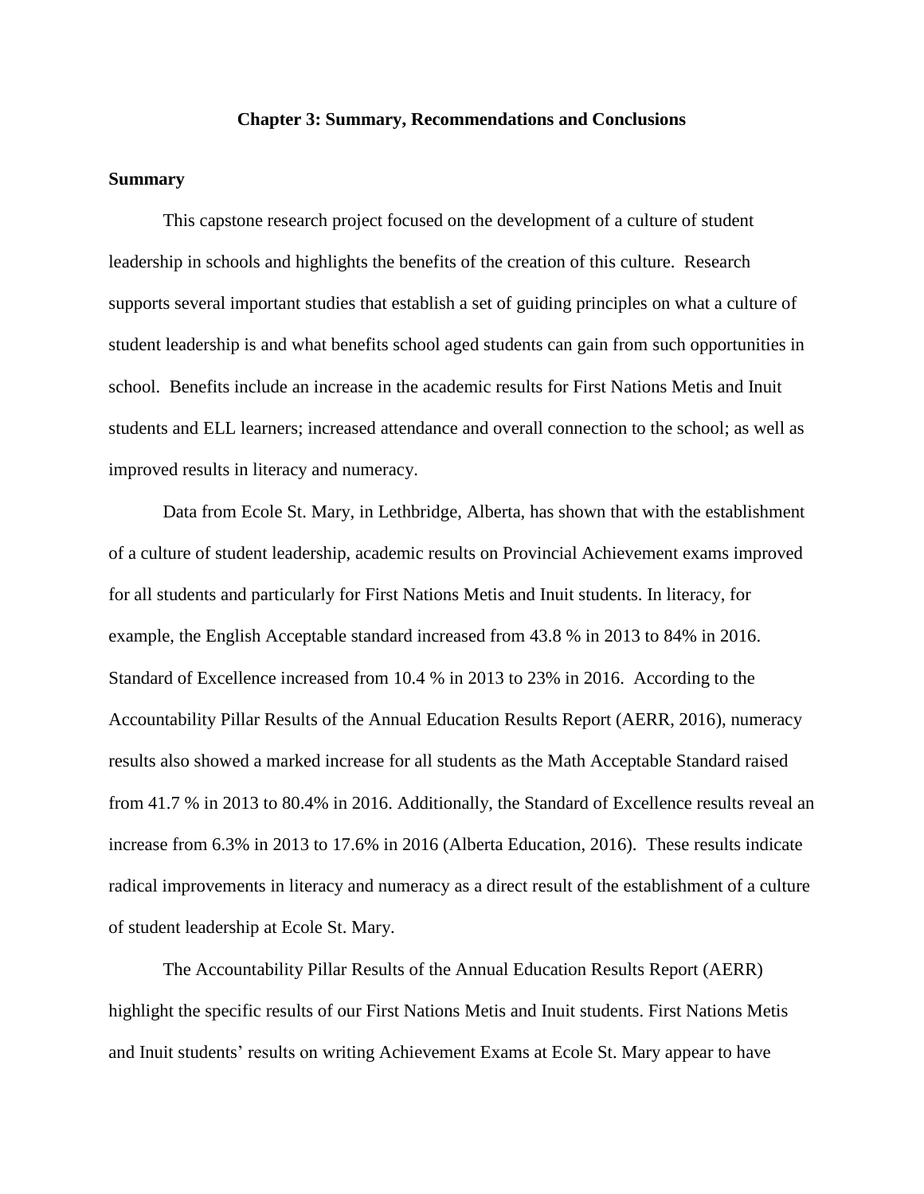## Chapter 3: Summary, Recommendations and Conclusions

### Summary

This capstone research project focused on the development of a culture of student leadership in schools and highlights the benefits of the creation of this culture. Research supports several important studies that establish a set of guiding principles on what a culture of student leadership is and what benefits school aged students can gain from such opportunities in school. Benefits include an increase in the academic results for First Nations Metis and Inuit students and ELL learners; increased attendance and overall connection to the school; as well as improved results in literacy and numeracy.

Data from Ecole St. Mary, in Lethbridge, Alberta, has shown that with the establishment of a culture of student leadership, academic results on Provincial Achievement exams improved for all students and particularly for First Nations Metis and Inuit students. In literacy, for example, the English Acceptable standard increased from 43.8 % in 2013 to 84% in 2016. Standard of Excellence increased from 10.4 % in 2013 to 23% in 2016. According to the Accountability Pillar Results of the Annual Education Results Report (AERR, 2016), numeracy results also showed a marked increase for all students as the Math Acceptable Standard raised from 41.7 % in 2013 to 80.4% in 2016. Additionally, the Standard of Excellence results reveal an increase from 6.3% in 2013 to 17.6% in 2016 (Alberta Education, 2016). These results indicate radical improvements in literacy and numeracy as a direct result of the establishment of a culture of student leadership at Ecole St. Mary.

The Accountability Pillar Results of the Annual Education Results Report (AERR) highlight the specific results of our First Nations Metis and Inuit students. First Nations Metis and Inuit students' results on writing Achievement Exams at Ecole St. Mary appear to have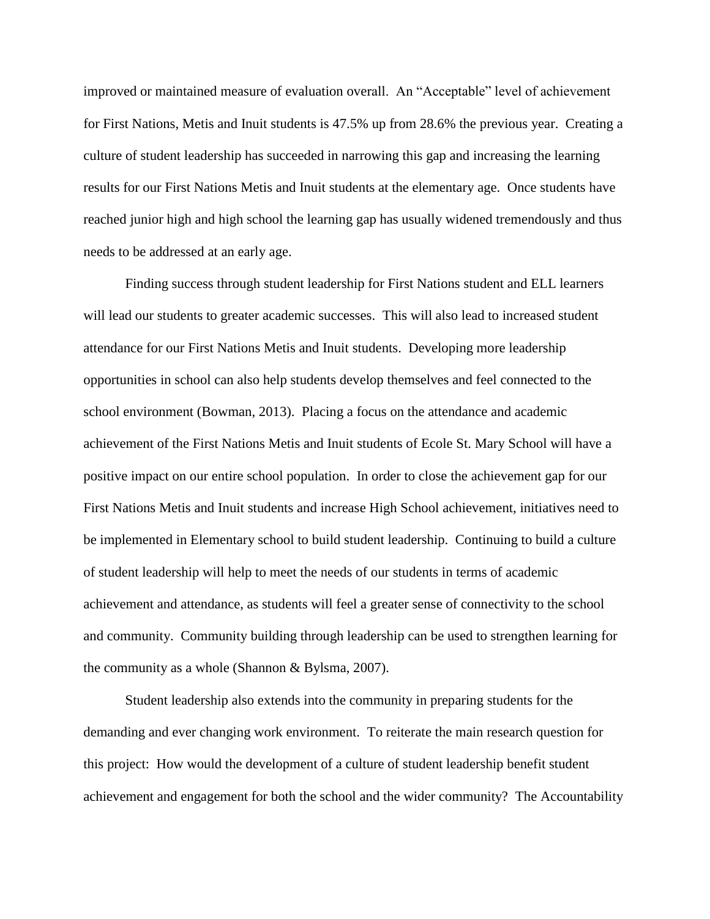improved or maintained measure of evaluation overall. An "Acceptable" level of achievement for First Nations, Metis and Inuit students is 47.5% up from 28.6% the previous year. Creating a culture of student leadership has succeeded in narrowing this gap and increasing the learning results for our First Nations Metis and Inuit students at the elementary age. Once students have reached junior high and high school the learning gap has usually widened tremendously and thus needs to be addressed at an early age.

Finding success through student leadership for First Nations student and ELL learners will lead our students to greater academic successes. This will also lead to increased student attendance for our First Nations Metis and Inuit students. Developing more leadership opportunities in school can also help students develop themselves and feel connected to the school environment (Bowman, 2013). Placing a focus on the attendance and academic achievement of the First Nations Metis and Inuit students of Ecole St. Mary School will have a positive impact on our entire school population. In order to close the achievement gap for our First Nations Metis and Inuit students and increase High School achievement, initiatives need to be implemented in Elementary school to build student leadership. Continuing to build a culture of student leadership will help to meet the needs of our students in terms of academic achievement and attendance, as students will feel a greater sense of connectivity to the school and community. Community building through leadership can be used to strengthen learning for the community as a whole (Shannon & Bylsma, 2007).

Student leadership also extends into the community in preparing students for the demanding and ever changing work environment. To reiterate the main research question for this project: How would the development of a culture of student leadership benefit student achievement and engagement for both the school and the wider community? The Accountability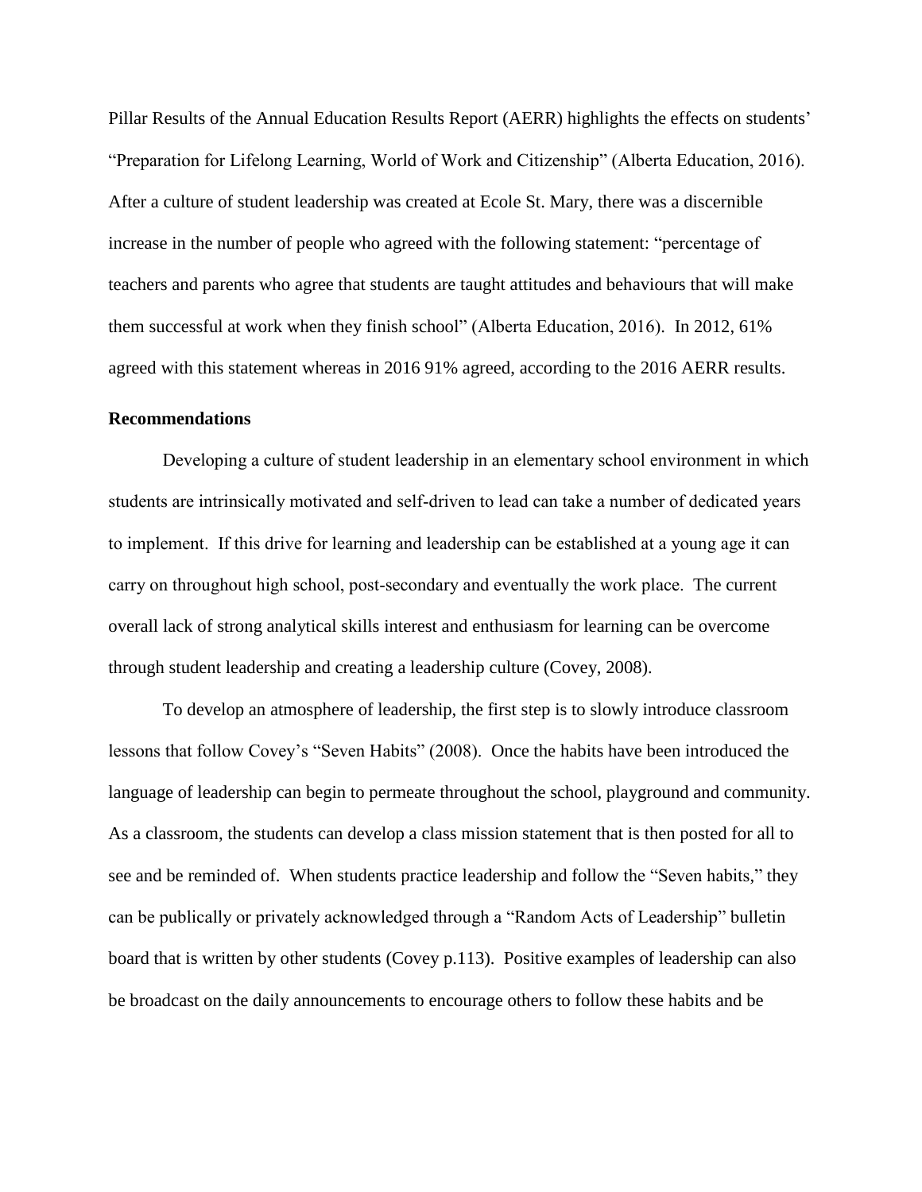Pillar Results of the Annual Education Results Report (AERR) highlights the effects on students' "Preparation for Lifelong Learning, World of Work and Citizenship" (Alberta Education, 2016). After a culture of student leadership was created at Ecole St. Mary, there was a discernible increase in the number of people who agreed with the following statement: "percentage of teachers and parents who agree that students are taught attitudes and behaviours that will make them successful at work when they finish school" (Alberta Education, 2016). In 2012, 61% agreed with this statement whereas in 2016 91% agreed, according to the 2016 AERR results.

**Recommendations**

Developing a culture of student leadership in an elementary school environment in which students are intrinsically motivated and self-driven to lead can take a number of dedicated years to implement. If this drive for learning and leadership can be established at a young age it can carry on throughout high school, post-secondary and eventually the work place. The current overall lack of strong analytical skills interest and enthusiasm for learning can be overcome through student leadership and creating a leadership culture (Covey, 2008).

To develop an atmosphere of leadership, the first step is to slowly introduce classroom lessons that follow Covey's "Seven Habits" (2008). Once the habits have been introduced the language of leadership can begin to permeate throughout the school, playground and community. As a classroom, the students can develop a class mission statement that is then posted for all to see and be reminded of. When students practice leadership and follow the "Seven habits," they can be publically or privately acknowledged through a "Random Acts of Leadership" bulletin board that is written by other students (Covey p.113). Positive examples of leadership can also be broadcast on the daily announcements to encourage others to follow these habits and be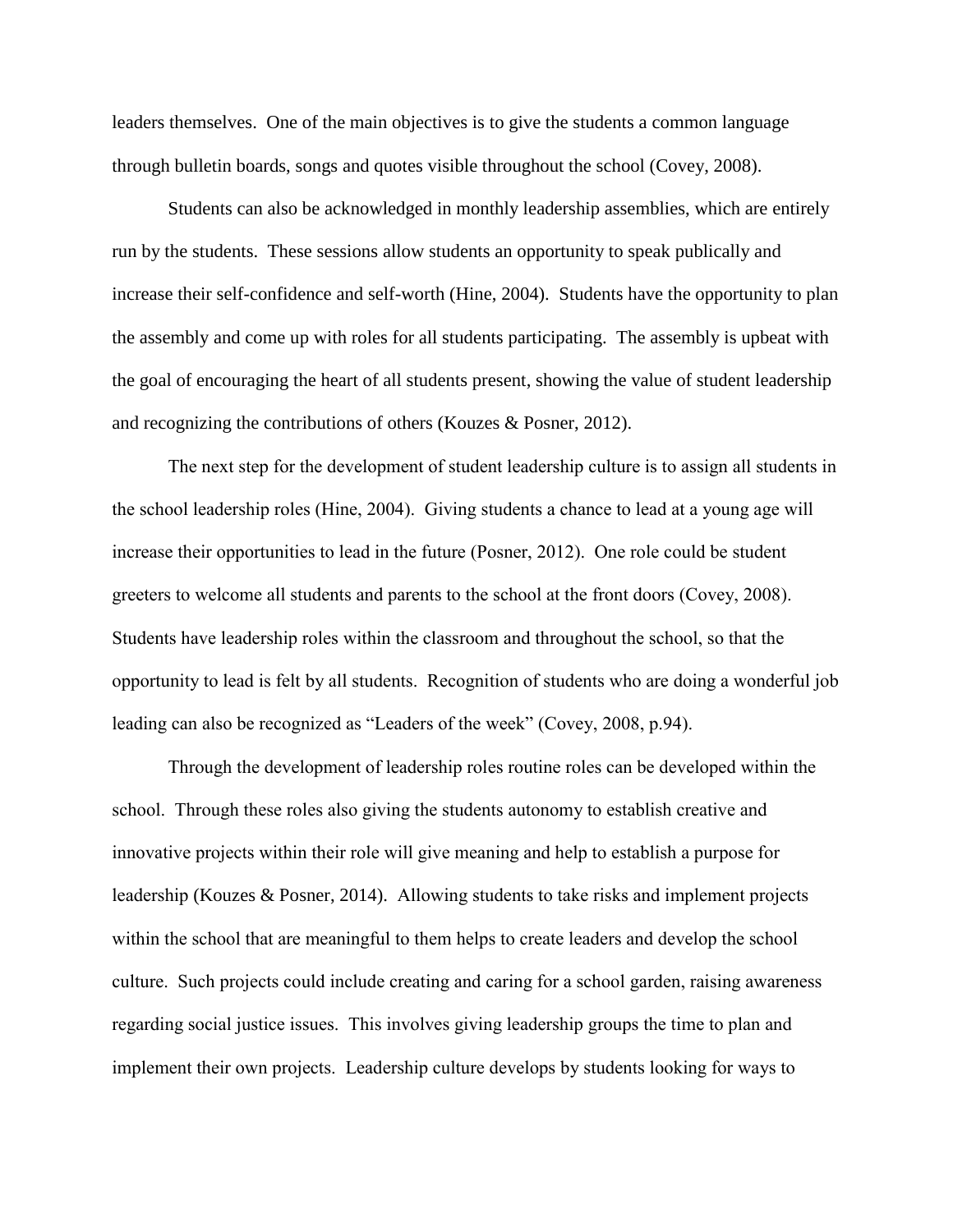leaders themselves. One of the main objectives is to give the students a common language through bulletin boards, songs and quotes visible throughout the school (Covey, 2008).

Students can also be acknowledged in monthly leadership assemblies, which are entirely run by the students. These sessions allow students an opportunity to speak publically and increase their self-confidence and self-worth (Hine, 2004). Students have the opportunity to plan the assembly and come up with roles for all students participating. The assembly is upbeat with the goal of encouraging the heart of all students present, showing the value of student leadership and recognizing the contributions of others (Kouzes & Posner, 2012).

The next step for the development of student leadership culture is to assign all students in the school leadership roles (Hine, 2004). Giving students a chance to lead at a young age will increase their opportunities to lead in the future (Posner, 2012). One role could be student greeters to welcome all students and parents to the school at the front doors (Covey, 2008). Students have leadership roles within the classroom and throughout the school, so that the opportunity to lead is felt by all students. Recognition of students who are doing a wonderful job leading can also be recognized as "Leaders of the week" (Covey, 2008, p.94).

Through the development of leadership roles routine roles can be developed within the school. Through these roles also giving the students autonomy to establish creative and innovative projects within their role will give meaning and help to establish a purpose for leadership (Kouzes & Posner, 2014). Allowing students to take risks and implement projects within the school that are meaningful to them helps to create leaders and develop the school culture. Such projects could include creating and caring for a school garden, raising awareness regarding social justice issues. This involves giving leadership groups the time to plan and implement their own projects. Leadership culture develops by students looking for ways to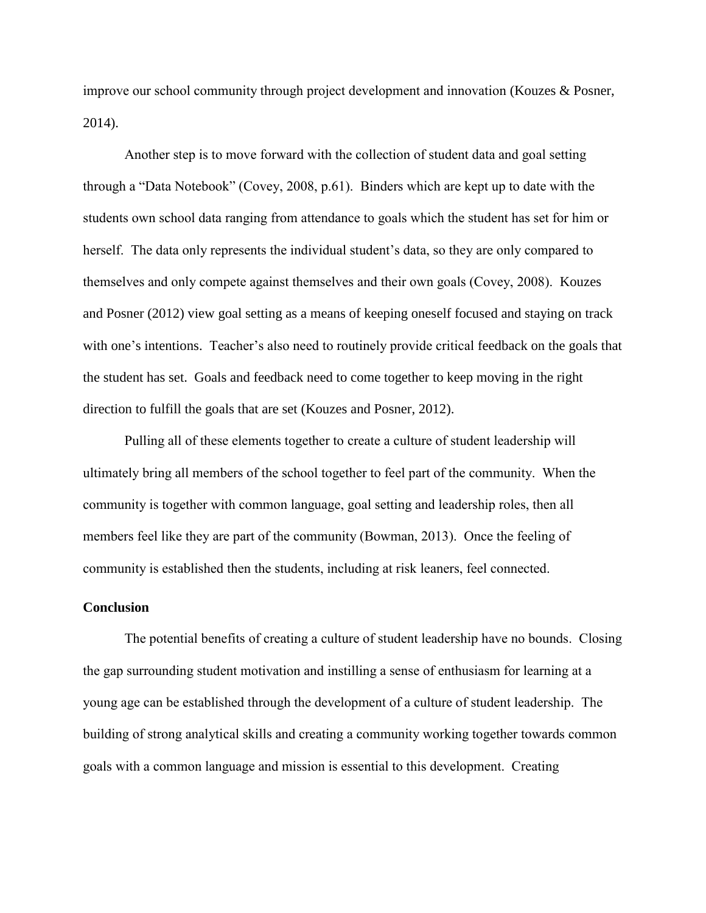improve our school community through project development and innovation (Kouzes & Posner, 2014).

Another step is to move forward with the collection of student data and goal setting through a "Data Notebook" (Covey, 2008, p.61). Binders which are kept up to date with the students own school data ranging from attendance to goals which the student has set for him or herself. The data only represents the individual student's data, so they are only compared to themselves and only compete against themselves and their own goals (Covey, 2008). Kouzes and Posner (2012) view goal setting as a means of keeping oneself focused and staying on track with one's intentions. Teacher's also need to routinely provide critical feedback on the goals that the student has set. Goals and feedback need to come together to keep moving in the right direction to fulfill the goals that are set (Kouzes and Posner, 2012).

Pulling all of these elements together to create a culture of student leadership will ultimately bring all members of the school together to feel part of the community. When the community is together with common language, goal setting and leadership roles, then all members feel like they are part of the community (Bowman, 2013). Once the feeling of community is established then the students, including at risk leaners, feel connected.

**Conclusion**

The potential benefits of creating a culture of student leadership have no bounds. Closing the gap surrounding student motivation and instilling a sense of enthusiasm for learning at a young age can be established through the development of a culture of student leadership. The building of strong analytical skills and creating a community working together towards common goals with a common language and mission is essential to this development. Creating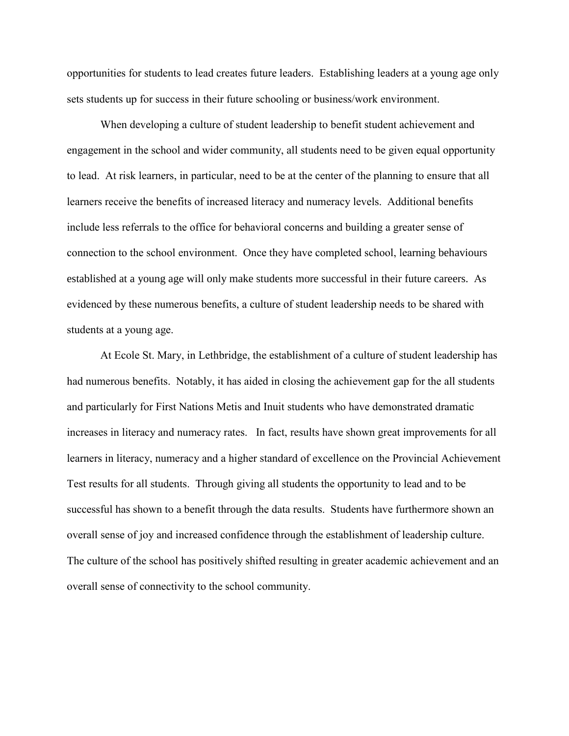opportunities for students to lead creates future leaders. Establishing leaders at a young age only sets students up for success in their future schooling or business/work environment.

When developing a culture of student leadership to benefit student achievement and engagement in the school and wider community, all students need to be given equal opportunity to lead. At risk learners, in particular, need to be at the center of the planning to ensure that all learners receive the benefits of increased literacy and numeracy levels. Additional benefits include less referrals to the office for behavioral concerns and building a greater sense of connection to the school environment. Once they have completed school, learning behaviours established at a young age will only make students more successful in their future careers. As evidenced by these numerous benefits, a culture of student leadership needs to be shared with students at a young age.

At Ecole St. Mary, in Lethbridge, the establishment of a culture of student leadership has had numerous benefits. Notably, it has aided in closing the achievement gap for the all students and particularly for First Nations Metis and Inuit students who have demonstrated dramatic increases in literacy and numeracy rates. In fact, results have shown great improvements for all learners in literacy, numeracy and a higher standard of excellence on the Provincial Achievement Test results for all students. Through giving all students the opportunity to lead and to be successful has shown to a benefit through the data results. Students have furthermore shown an overall sense of joy and increased confidence through the establishment of leadership culture. The culture of the school has positively shifted resulting in greater academic achievement and an overall sense of connectivity to the school community.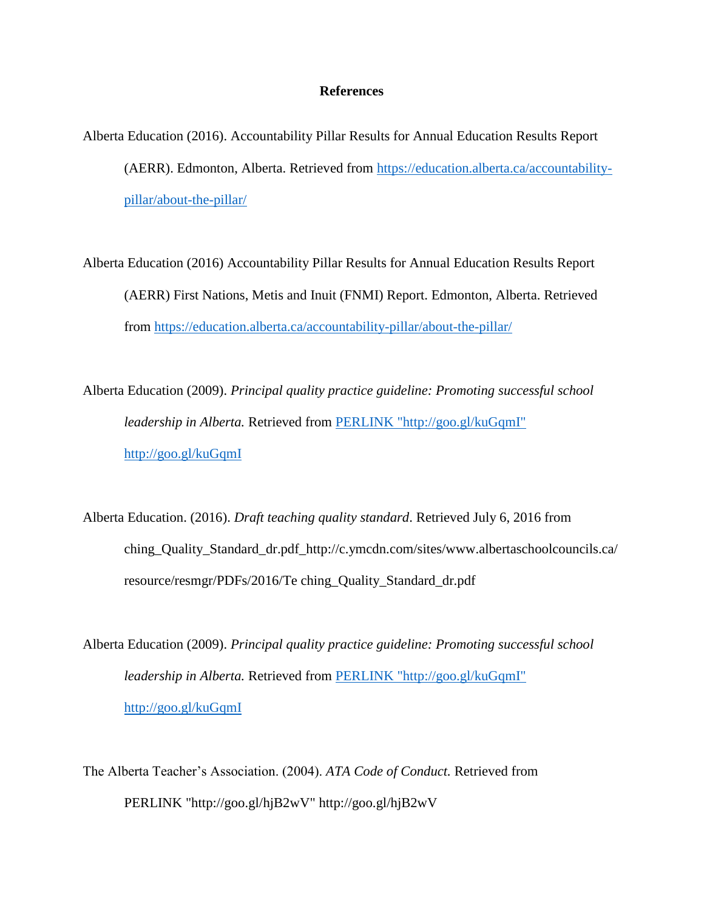**References**

Alberta Education (2016). Accountability Pillar Results for Annual Education Results Report (AERR). Edmonton, Alberta. Retrieved from https://education.alberta.ca/accountability-pillar/about-the-pillar/

Alberta Education (2016) Accountability Pillar Results for Annual Education Results Report (AERR) First Nations, Metis and Inuit (FNMI) Report. Edmonton, Alberta. Retrieved from https://education.alberta.ca/accountability-pillar/about-the-pillar/

Alberta Education (2009). *Principal quality practice guideline: Promoting successful school leadership in Alberta.* Retrieved from PERLINK "http://goo.gl/kuGqmI" http://goo.gl/kuGqmI

Alberta Education. (2016). *Draft teaching quality standard*. Retrieved July 6, 2016 from ching_Quality_Standard_dr.pdf_http://c.ymcdn.com/sites/www.albertaschoolcouncils.ca/resource/resmgr/PDFs/2016/Te ching_Quality_Standard_dr.pdf

Alberta Education (2009). *Principal quality practice guideline: Promoting successful school leadership in Alberta.* Retrieved from PERLINK "http://goo.gl/kuGqmI" http://goo.gl/kuGqmI

The Alberta Teacher's Association. (2004). *ATA Code of Conduct.* Retrieved from PERLINK "http://goo.gl/hjB2wV" http://goo.gl/hjB2wV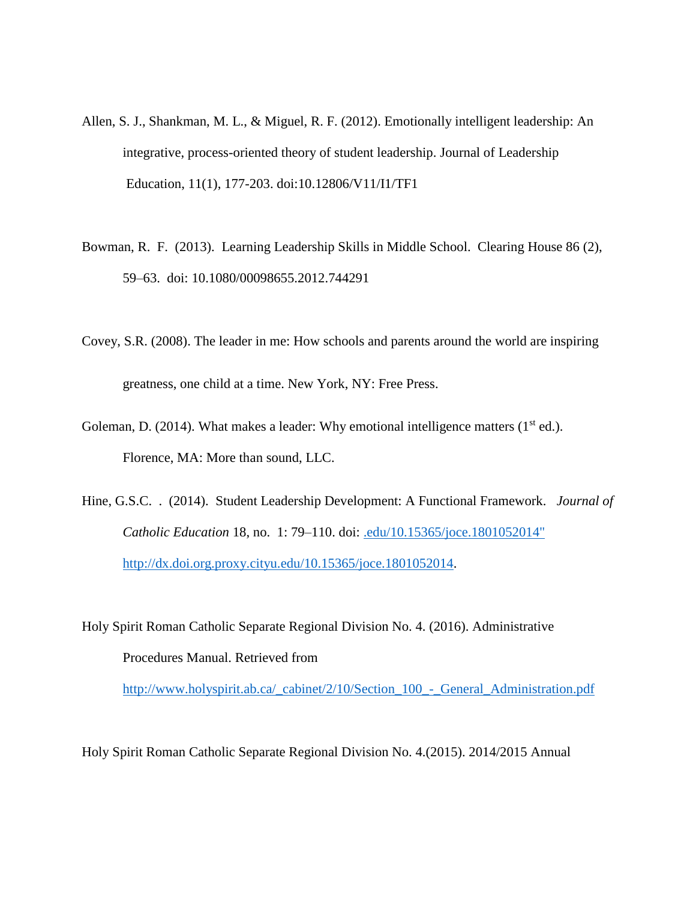Allen, S. J., Shankman, M. L., & Miguel, R. F. (2012). Emotionally intelligent leadership: An integrative, process-oriented theory of student leadership. Journal of Leadership Education, 11(1), 177-203. doi:10.12806/V11/I1/TF1

Bowman, R. F. (2013). Learning Leadership Skills in Middle School. Clearing House 86 (2), 59–63. doi: 10.1080/00098655.2012.744291

Covey, S.R. (2008). The leader in me: How schools and parents around the world are inspiring greatness, one child at a time. New York, NY: Free Press.

Goleman, D. (2014). What makes a leader: Why emotional intelligence matters (1st ed.). Florence, MA: More than sound, LLC.

Hine, G.S.C. . (2014). Student Leadership Development: A Functional Framework. *Journal of Catholic Education* 18, no. 1: 79–110. doi: .edu/10.15365/joce.1801052014" http://dx.doi.org.proxy.cityu.edu/10.15365/joce.1801052014.

Holy Spirit Roman Catholic Separate Regional Division No. 4. (2016). Administrative Procedures Manual. Retrieved from http://www.holyspirit.ab.ca/_cabinet/2/10/Section_100_-_General_Administration.pdf

Holy Spirit Roman Catholic Separate Regional Division No. 4.(2015). 2014/2015 Annual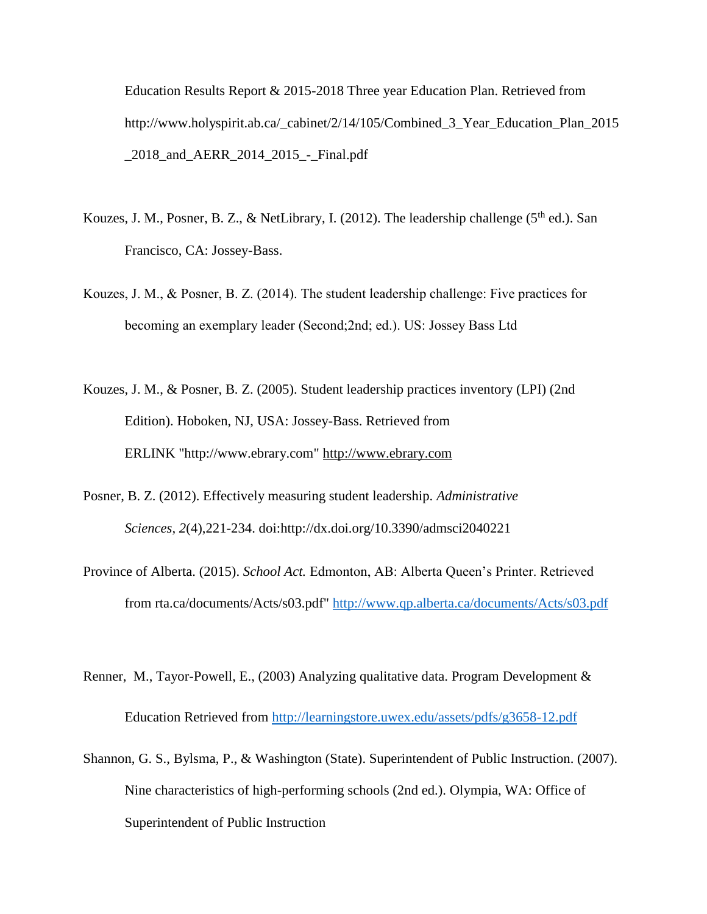Education Results Report & 2015-2018 Three year Education Plan. Retrieved from http://www.holyspirit.ab.ca/_cabinet/2/14/105/Combined_3_Year_Education_Plan_2015_2018_and_AERR_2014_2015_-_Final.pdf

Kouzes, J. M., Posner, B. Z., & NetLibrary, I. (2012). The leadership challenge (5th ed.). San Francisco, CA: Jossey-Bass.

Kouzes, J. M., & Posner, B. Z. (2014). The student leadership challenge: Five practices for becoming an exemplary leader (Second;2nd; ed.). US: Jossey Bass Ltd

Kouzes, J. M., & Posner, B. Z. (2005). Student leadership practices inventory (LPI) (2nd Edition). Hoboken, NJ, USA: Jossey-Bass. Retrieved from ERLINK "http://www.ebrary.com" http://www.ebrary.com

Posner, B. Z. (2012). Effectively measuring student leadership. *Administrative Sciences*, *2*(4),221-234. doi:http://dx.doi.org/10.3390/admsci2040221

Province of Alberta. (2015). *School Act.* Edmonton, AB: Alberta Queen's Printer. Retrieved from rta.ca/documents/Acts/s03.pdf" http://www.qp.alberta.ca/documents/Acts/s03.pdf

Renner, M., Tayor-Powell, E., (2003) Analyzing qualitative data. Program Development & Education Retrieved from http://learningstore.uwex.edu/assets/pdfs/g3658-12.pdf

Shannon, G. S., Bylsma, P., & Washington (State). Superintendent of Public Instruction. (2007). Nine characteristics of high-performing schools (2nd ed.). Olympia, WA: Office of Superintendent of Public Instruction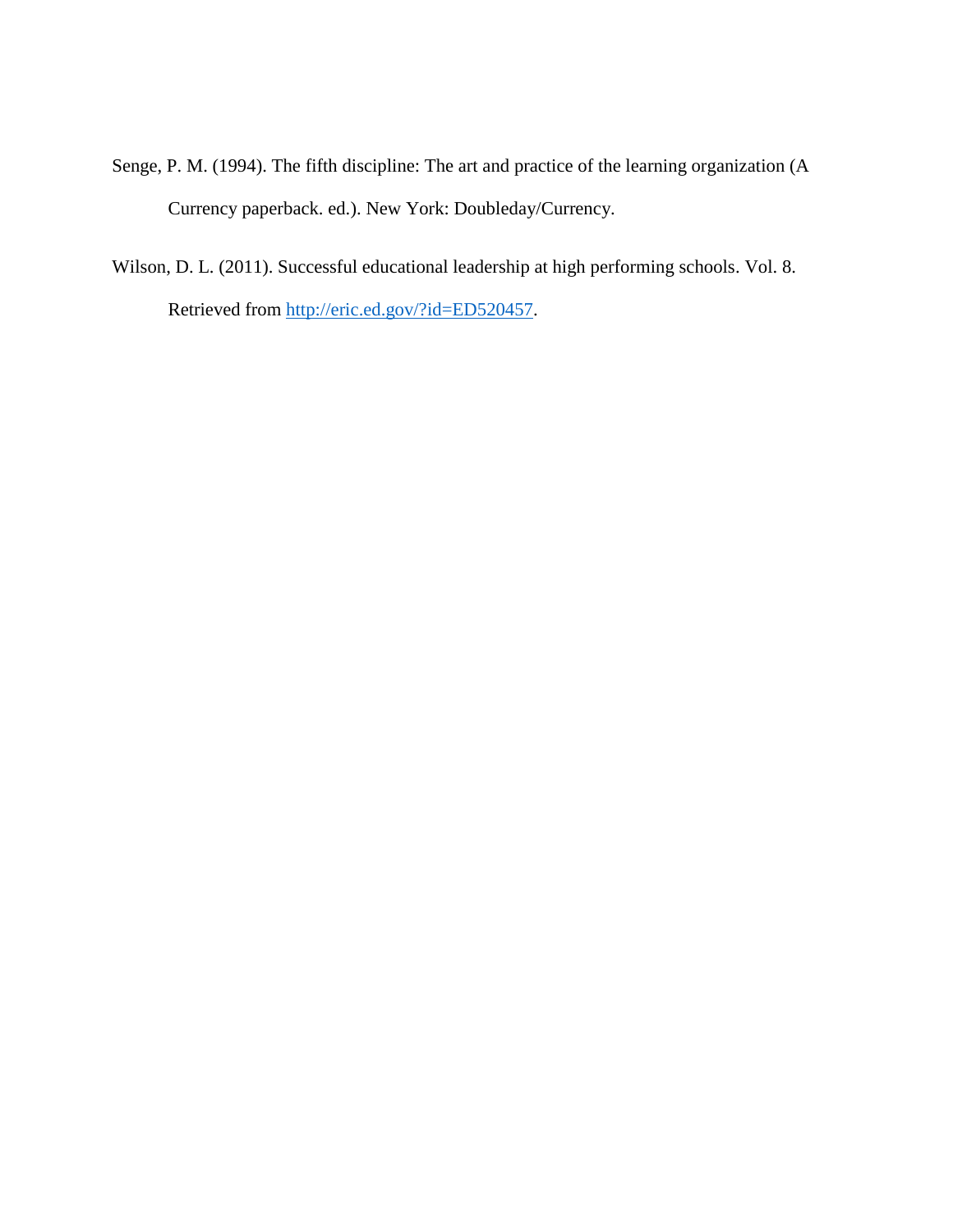Senge, P. M. (1994). The fifth discipline: The art and practice of the learning organization (A Currency paperback. ed.). New York: Doubleday/Currency.

Wilson, D. L. (2011). Successful educational leadership at high performing schools. Vol. 8. Retrieved from http://eric.ed.gov/?id=ED520457.